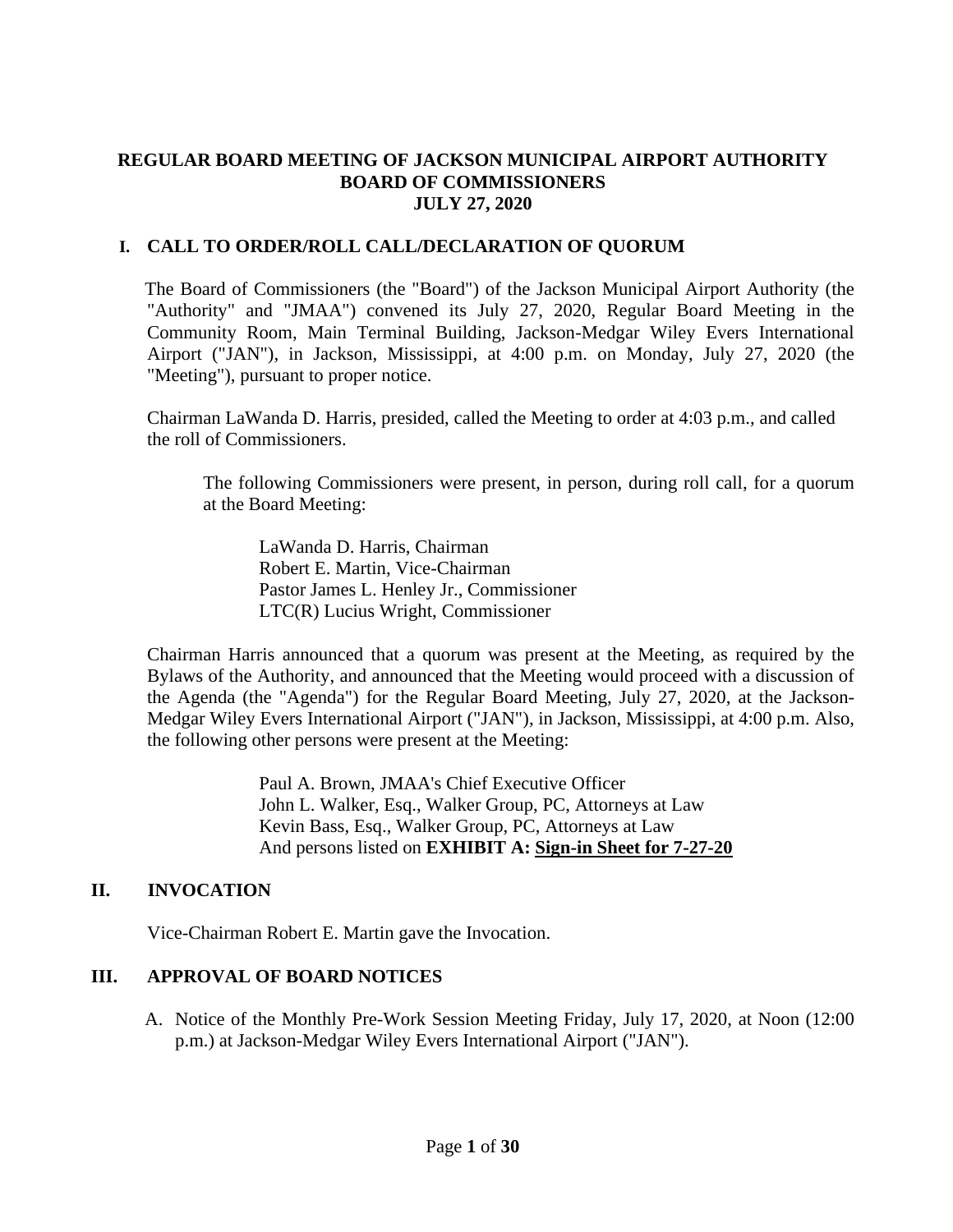# REGULAR BOARD MEETING OF JACKSON MUNICIPAL AIRPORT AUTHORITY BOARD OF COMMISSIONERS JULY 27, 2020

## I. CALL TO ORDER/ROLL CALL/DECLARATION OF QUORUM

The Board of Commissioners (the "Board") of the Jackson Municipal Airport Authority (the "Authority" and "JMAA") convened its July 27, 2020, Regular Board Meeting in the Community Room, Main Terminal Building, Jackson-Medgar Wiley Evers International Airport ("JAN"), in Jackson, Mississippi, at 4:00 p.m. on Monday, July 27, 2020 (the "Meeting"), pursuant to proper notice.

Chairman LaWanda D. Harris, presided, called the Meeting to order at 4:03 p.m., and called the roll of Commissioners.

The following Commissioners were present, in person, during roll call, for a quorum at the Board Meeting:

LaWanda D. Harris, Chairman
Robert E. Martin, Vice-Chairman
Pastor James L. Henley Jr., Commissioner
LTC(R) Lucius Wright, Commissioner

Chairman Harris announced that a quorum was present at the Meeting, as required by the Bylaws of the Authority, and announced that the Meeting would proceed with a discussion of the Agenda (the "Agenda") for the Regular Board Meeting, July 27, 2020, at the Jackson-Medgar Wiley Evers International Airport ("JAN"), in Jackson, Mississippi, at 4:00 p.m. Also, the following other persons were present at the Meeting:

Paul A. Brown, JMAA's Chief Executive Officer
John L. Walker, Esq., Walker Group, PC, Attorneys at Law
Kevin Bass, Esq., Walker Group, PC, Attorneys at Law
And persons listed on **EXHIBIT A: Sign-in Sheet for 7-27-20**

## II. INVOCATION

Vice-Chairman Robert E. Martin gave the Invocation.

## III. APPROVAL OF BOARD NOTICES

A. Notice of the Monthly Pre-Work Session Meeting Friday, July 17, 2020, at Noon (12:00 p.m.) at Jackson-Medgar Wiley Evers International Airport ("JAN").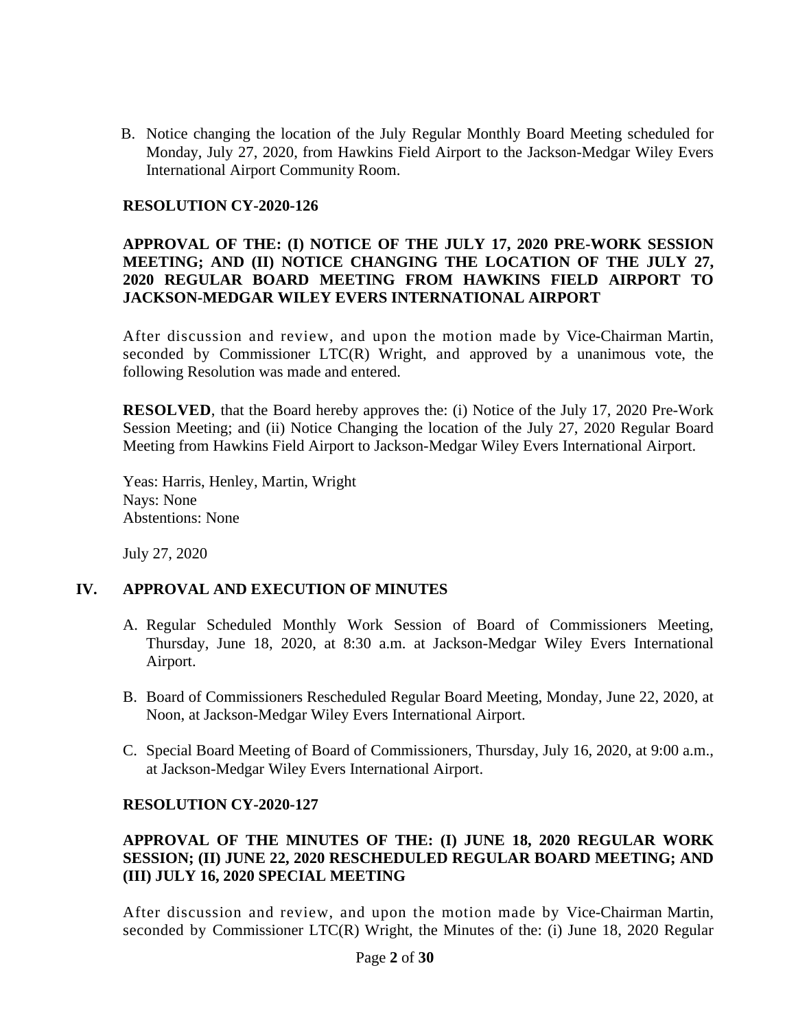B. Notice changing the location of the July Regular Monthly Board Meeting scheduled for Monday, July 27, 2020, from Hawkins Field Airport to the Jackson-Medgar Wiley Evers International Airport Community Room.

**RESOLUTION CY-2020-126**

**APPROVAL OF THE: (I) NOTICE OF THE JULY 17, 2020 PRE-WORK SESSION MEETING; AND (II) NOTICE CHANGING THE LOCATION OF THE JULY 27, 2020 REGULAR BOARD MEETING FROM HAWKINS FIELD AIRPORT TO JACKSON-MEDGAR WILEY EVERS INTERNATIONAL AIRPORT**

After discussion and review, and upon the motion made by Vice-Chairman Martin, seconded by Commissioner LTC(R) Wright, and approved by a unanimous vote, the following Resolution was made and entered.

**RESOLVED**, that the Board hereby approves the: (i) Notice of the July 17, 2020 Pre-Work Session Meeting; and (ii) Notice Changing the location of the July 27, 2020 Regular Board Meeting from Hawkins Field Airport to Jackson-Medgar Wiley Evers International Airport.

Yeas: Harris, Henley, Martin, Wright
Nays: None
Abstentions: None

July 27, 2020

## IV. APPROVAL AND EXECUTION OF MINUTES

A. Regular Scheduled Monthly Work Session of Board of Commissioners Meeting, Thursday, June 18, 2020, at 8:30 a.m. at Jackson-Medgar Wiley Evers International Airport.

B. Board of Commissioners Rescheduled Regular Board Meeting, Monday, June 22, 2020, at Noon, at Jackson-Medgar Wiley Evers International Airport.

C. Special Board Meeting of Board of Commissioners, Thursday, July 16, 2020, at 9:00 a.m., at Jackson-Medgar Wiley Evers International Airport.

**RESOLUTION CY-2020-127**

**APPROVAL OF THE MINUTES OF THE: (I) JUNE 18, 2020 REGULAR WORK SESSION; (II) JUNE 22, 2020 RESCHEDULED REGULAR BOARD MEETING; AND (III) JULY 16, 2020 SPECIAL MEETING**

After discussion and review, and upon the motion made by Vice-Chairman Martin, seconded by Commissioner LTC(R) Wright, the Minutes of the: (i) June 18, 2020 Regular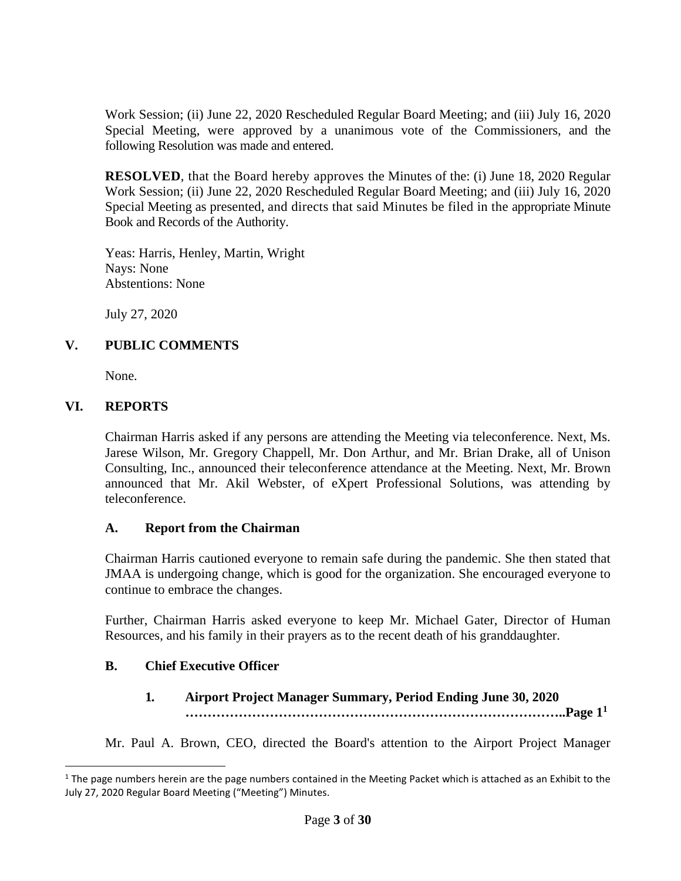Work Session; (ii) June 22, 2020 Rescheduled Regular Board Meeting; and (iii) July 16, 2020 Special Meeting, were approved by a unanimous vote of the Commissioners, and the following Resolution was made and entered.

**RESOLVED**, that the Board hereby approves the Minutes of the: (i) June 18, 2020 Regular Work Session; (ii) June 22, 2020 Rescheduled Regular Board Meeting; and (iii) July 16, 2020 Special Meeting as presented, and directs that said Minutes be filed in the appropriate Minute Book and Records of the Authority.

Yeas: Harris, Henley, Martin, Wright
Nays: None
Abstentions: None

July 27, 2020

## V. PUBLIC COMMENTS

None.

## VI. REPORTS

Chairman Harris asked if any persons are attending the Meeting via teleconference. Next, Ms. Jarese Wilson, Mr. Gregory Chappell, Mr. Don Arthur, and Mr. Brian Drake, all of Unison Consulting, Inc., announced their teleconference attendance at the Meeting. Next, Mr. Brown announced that Mr. Akil Webster, of eXpert Professional Solutions, was attending by teleconference.

### A. Report from the Chairman

Chairman Harris cautioned everyone to remain safe during the pandemic. She then stated that JMAA is undergoing change, which is good for the organization. She encouraged everyone to continue to embrace the changes.

Further, Chairman Harris asked everyone to keep Mr. Michael Gater, Director of Human Resources, and his family in their prayers as to the recent death of his granddaughter.

### B. Chief Executive Officer

#### 1. Airport Project Manager Summary, Period Ending June 30, 2020 ……………………………………………………………………………..Page 1[1]

Mr. Paul A. Brown, CEO, directed the Board's attention to the Airport Project Manager

[1] The page numbers herein are the page numbers contained in the Meeting Packet which is attached as an Exhibit to the July 27, 2020 Regular Board Meeting ("Meeting") Minutes.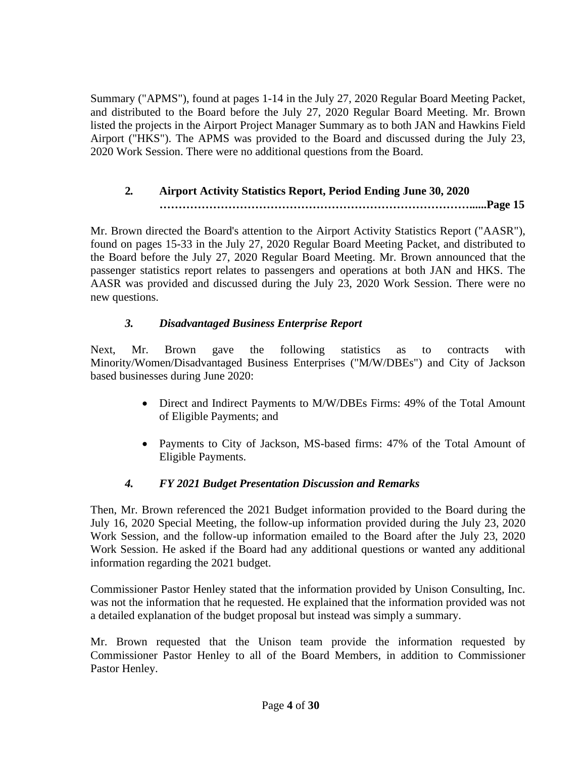Summary ("APMS"), found at pages 1-14 in the July 27, 2020 Regular Board Meeting Packet, and distributed to the Board before the July 27, 2020 Regular Board Meeting. Mr. Brown listed the projects in the Airport Project Manager Summary as to both JAN and Hawkins Field Airport ("HKS"). The APMS was provided to the Board and discussed during the July 23, 2020 Work Session. There were no additional questions from the Board.

**2. Airport Activity Statistics Report, Period Ending June 30, 2020 ……………………………………………………………………….....Page 15**

Mr. Brown directed the Board's attention to the Airport Activity Statistics Report ("AASR"), found on pages 15-33 in the July 27, 2020 Regular Board Meeting Packet, and distributed to the Board before the July 27, 2020 Regular Board Meeting. Mr. Brown announced that the passenger statistics report relates to passengers and operations at both JAN and HKS. The AASR was provided and discussed during the July 23, 2020 Work Session. There were no new questions.

***3. Disadvantaged Business Enterprise Report***

Next, Mr. Brown gave the following statistics as to contracts with Minority/Women/Disadvantaged Business Enterprises ("M/W/DBEs") and City of Jackson based businesses during June 2020:

- Direct and Indirect Payments to M/W/DBEs Firms: 49% of the Total Amount of Eligible Payments; and
- Payments to City of Jackson, MS-based firms: 47% of the Total Amount of Eligible Payments.

***4. FY 2021 Budget Presentation Discussion and Remarks***

Then, Mr. Brown referenced the 2021 Budget information provided to the Board during the July 16, 2020 Special Meeting, the follow-up information provided during the July 23, 2020 Work Session, and the follow-up information emailed to the Board after the July 23, 2020 Work Session. He asked if the Board had any additional questions or wanted any additional information regarding the 2021 budget.

Commissioner Pastor Henley stated that the information provided by Unison Consulting, Inc. was not the information that he requested. He explained that the information provided was not a detailed explanation of the budget proposal but instead was simply a summary.

Mr. Brown requested that the Unison team provide the information requested by Commissioner Pastor Henley to all of the Board Members, in addition to Commissioner Pastor Henley.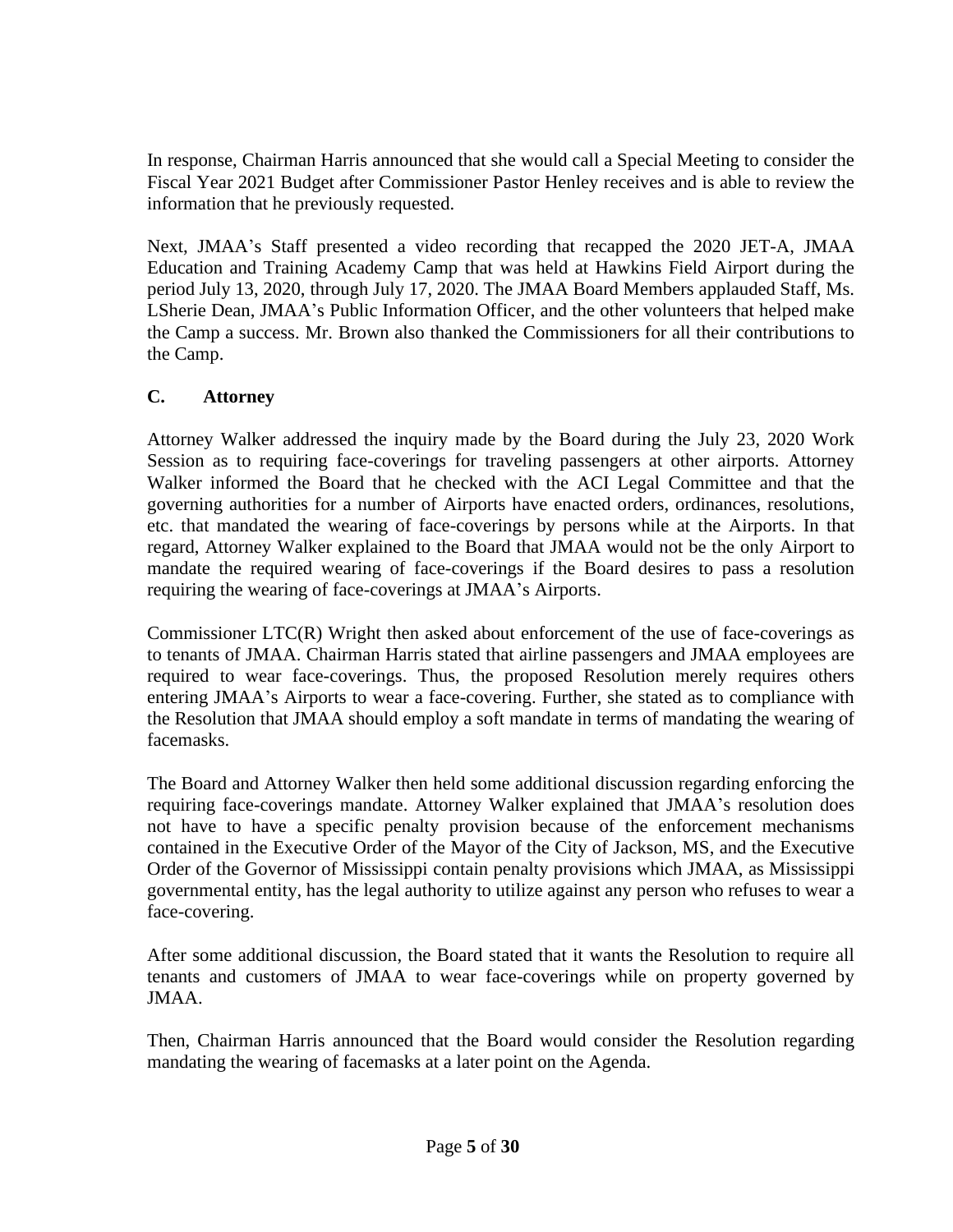In response, Chairman Harris announced that she would call a Special Meeting to consider the Fiscal Year 2021 Budget after Commissioner Pastor Henley receives and is able to review the information that he previously requested.

Next, JMAA's Staff presented a video recording that recapped the 2020 JET-A, JMAA Education and Training Academy Camp that was held at Hawkins Field Airport during the period July 13, 2020, through July 17, 2020. The JMAA Board Members applauded Staff, Ms. LSherie Dean, JMAA's Public Information Officer, and the other volunteers that helped make the Camp a success. Mr. Brown also thanked the Commissioners for all their contributions to the Camp.

### C. Attorney

Attorney Walker addressed the inquiry made by the Board during the July 23, 2020 Work Session as to requiring face-coverings for traveling passengers at other airports. Attorney Walker informed the Board that he checked with the ACI Legal Committee and that the governing authorities for a number of Airports have enacted orders, ordinances, resolutions, etc. that mandated the wearing of face-coverings by persons while at the Airports. In that regard, Attorney Walker explained to the Board that JMAA would not be the only Airport to mandate the required wearing of face-coverings if the Board desires to pass a resolution requiring the wearing of face-coverings at JMAA's Airports.

Commissioner LTC(R) Wright then asked about enforcement of the use of face-coverings as to tenants of JMAA. Chairman Harris stated that airline passengers and JMAA employees are required to wear face-coverings. Thus, the proposed Resolution merely requires others entering JMAA's Airports to wear a face-covering. Further, she stated as to compliance with the Resolution that JMAA should employ a soft mandate in terms of mandating the wearing of facemasks.

The Board and Attorney Walker then held some additional discussion regarding enforcing the requiring face-coverings mandate. Attorney Walker explained that JMAA's resolution does not have to have a specific penalty provision because of the enforcement mechanisms contained in the Executive Order of the Mayor of the City of Jackson, MS, and the Executive Order of the Governor of Mississippi contain penalty provisions which JMAA, as Mississippi governmental entity, has the legal authority to utilize against any person who refuses to wear a face-covering.

After some additional discussion, the Board stated that it wants the Resolution to require all tenants and customers of JMAA to wear face-coverings while on property governed by JMAA.

Then, Chairman Harris announced that the Board would consider the Resolution regarding mandating the wearing of facemasks at a later point on the Agenda.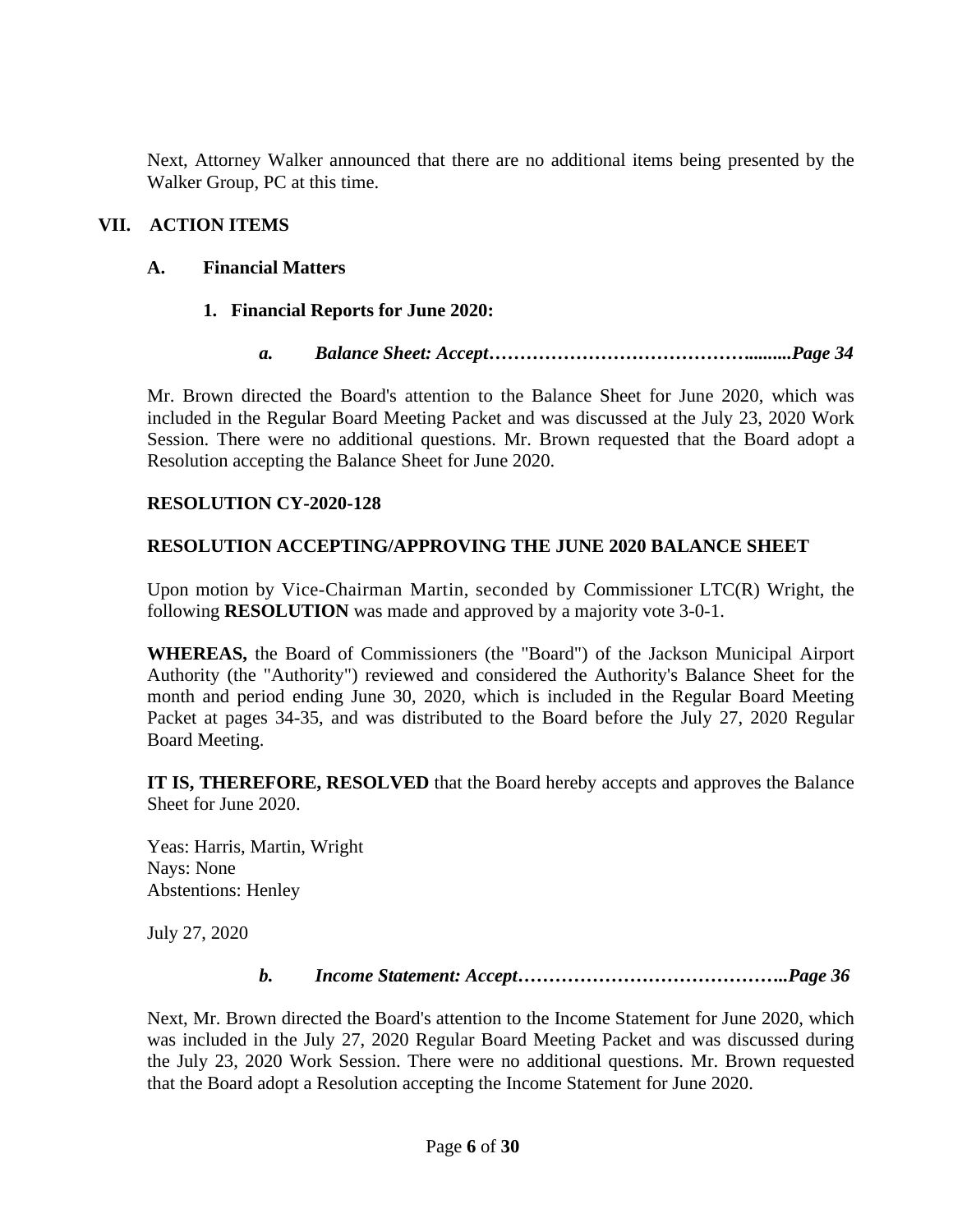Next, Attorney Walker announced that there are no additional items being presented by the Walker Group, PC at this time.

## VII. ACTION ITEMS

### A. Financial Matters

#### 1. Financial Reports for June 2020:

***a. Balance Sheet: Accept……………………………………..........Page 34***

Mr. Brown directed the Board's attention to the Balance Sheet for June 2020, which was included in the Regular Board Meeting Packet and was discussed at the July 23, 2020 Work Session. There were no additional questions. Mr. Brown requested that the Board adopt a Resolution accepting the Balance Sheet for June 2020.

**RESOLUTION CY-2020-128**

**RESOLUTION ACCEPTING/APPROVING THE JUNE 2020 BALANCE SHEET**

Upon motion by Vice-Chairman Martin, seconded by Commissioner LTC(R) Wright, the following **RESOLUTION** was made and approved by a majority vote 3-0-1.

**WHEREAS,** the Board of Commissioners (the "Board") of the Jackson Municipal Airport Authority (the "Authority") reviewed and considered the Authority's Balance Sheet for the month and period ending June 30, 2020, which is included in the Regular Board Meeting Packet at pages 34-35, and was distributed to the Board before the July 27, 2020 Regular Board Meeting.

**IT IS, THEREFORE, RESOLVED** that the Board hereby accepts and approves the Balance Sheet for June 2020.

Yeas: Harris, Martin, Wright
Nays: None
Abstentions: Henley

July 27, 2020

***b. Income Statement: Accept……………………………………..Page 36***

Next, Mr. Brown directed the Board's attention to the Income Statement for June 2020, which was included in the July 27, 2020 Regular Board Meeting Packet and was discussed during the July 23, 2020 Work Session. There were no additional questions. Mr. Brown requested that the Board adopt a Resolution accepting the Income Statement for June 2020.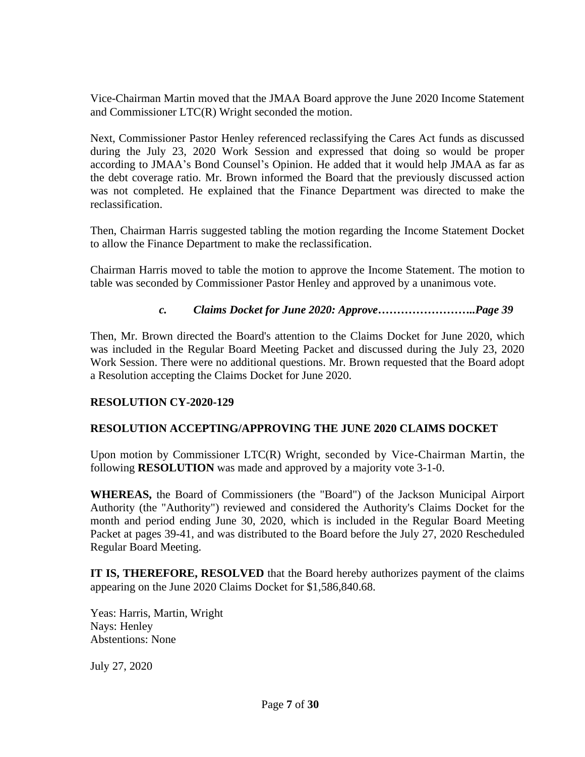Vice-Chairman Martin moved that the JMAA Board approve the June 2020 Income Statement and Commissioner LTC(R) Wright seconded the motion.

Next, Commissioner Pastor Henley referenced reclassifying the Cares Act funds as discussed during the July 23, 2020 Work Session and expressed that doing so would be proper according to JMAA's Bond Counsel's Opinion. He added that it would help JMAA as far as the debt coverage ratio. Mr. Brown informed the Board that the previously discussed action was not completed. He explained that the Finance Department was directed to make the reclassification.

Then, Chairman Harris suggested tabling the motion regarding the Income Statement Docket to allow the Finance Department to make the reclassification.

Chairman Harris moved to table the motion to approve the Income Statement. The motion to table was seconded by Commissioner Pastor Henley and approved by a unanimous vote.

***c. Claims Docket for June 2020: Approve……………………..Page 39***

Then, Mr. Brown directed the Board's attention to the Claims Docket for June 2020, which was included in the Regular Board Meeting Packet and discussed during the July 23, 2020 Work Session. There were no additional questions. Mr. Brown requested that the Board adopt a Resolution accepting the Claims Docket for June 2020.

**RESOLUTION CY-2020-129**

**RESOLUTION ACCEPTING/APPROVING THE JUNE 2020 CLAIMS DOCKET**

Upon motion by Commissioner LTC(R) Wright, seconded by Vice-Chairman Martin, the following **RESOLUTION** was made and approved by a majority vote 3-1-0.

**WHEREAS,** the Board of Commissioners (the "Board") of the Jackson Municipal Airport Authority (the "Authority") reviewed and considered the Authority's Claims Docket for the month and period ending June 30, 2020, which is included in the Regular Board Meeting Packet at pages 39-41, and was distributed to the Board before the July 27, 2020 Rescheduled Regular Board Meeting.

**IT IS, THEREFORE, RESOLVED** that the Board hereby authorizes payment of the claims appearing on the June 2020 Claims Docket for $1,586,840.68.

Yeas: Harris, Martin, Wright
Nays: Henley
Abstentions: None

July 27, 2020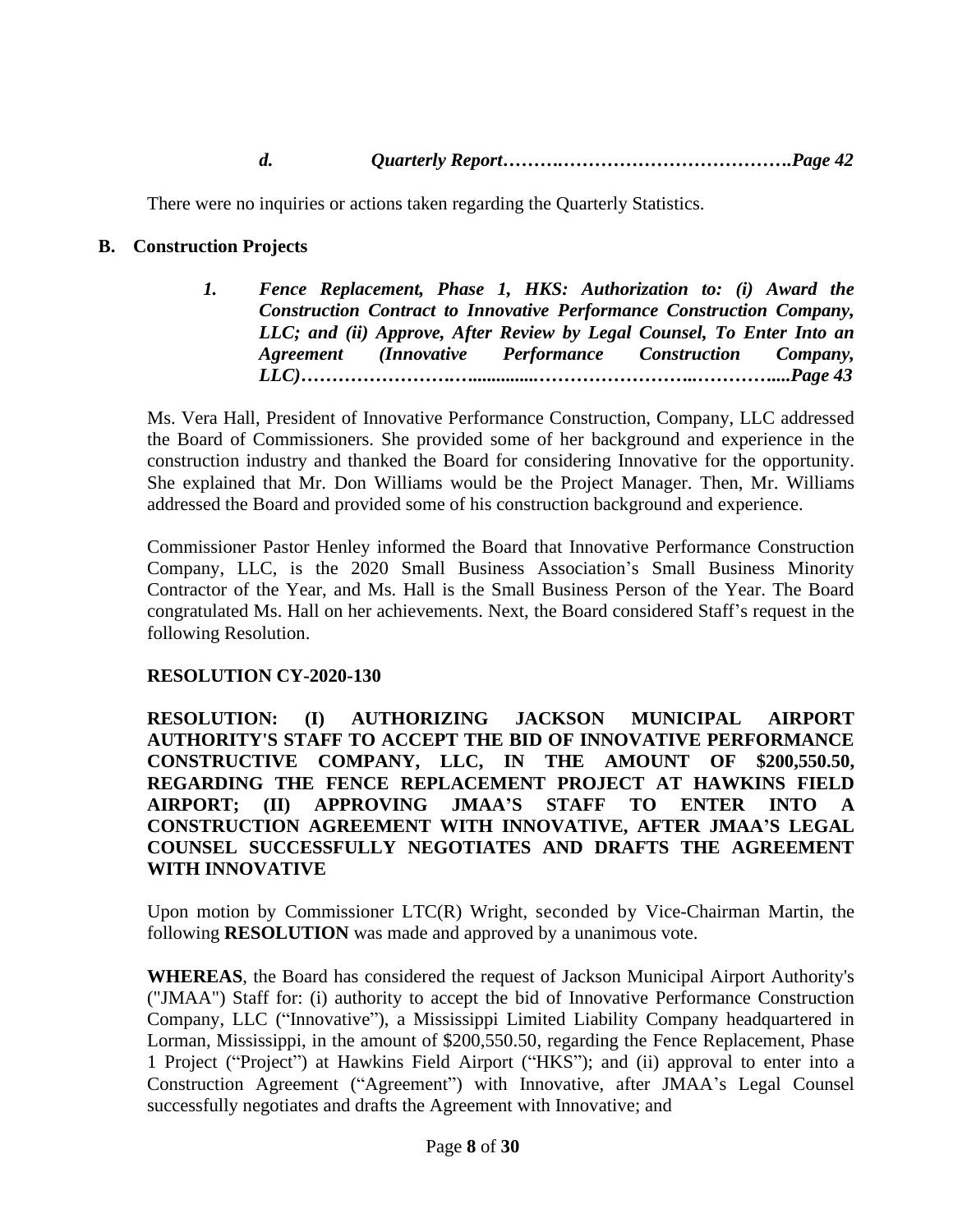*d. Quarterly Report……….………………………………….Page 42*

There were no inquiries or actions taken regarding the Quarterly Statistics.

**B. Construction Projects**

***1. Fence Replacement, Phase 1, HKS: Authorization to: (i) Award the Construction Contract to Innovative Performance Construction Company, LLC; and (ii) Approve, After Review by Legal Counsel, To Enter Into an Agreement (Innovative Performance Construction Company, LLC)…………………….……........……………………..…………....Page 43***

Ms. Vera Hall, President of Innovative Performance Construction, Company, LLC addressed the Board of Commissioners. She provided some of her background and experience in the construction industry and thanked the Board for considering Innovative for the opportunity. She explained that Mr. Don Williams would be the Project Manager. Then, Mr. Williams addressed the Board and provided some of his construction background and experience.

Commissioner Pastor Henley informed the Board that Innovative Performance Construction Company, LLC, is the 2020 Small Business Association's Small Business Minority Contractor of the Year, and Ms. Hall is the Small Business Person of the Year. The Board congratulated Ms. Hall on her achievements. Next, the Board considered Staff's request in the following Resolution.

**RESOLUTION CY-2020-130**

**RESOLUTION: (I) AUTHORIZING JACKSON MUNICIPAL AIRPORT AUTHORITY'S STAFF TO ACCEPT THE BID OF INNOVATIVE PERFORMANCE CONSTRUCTIVE COMPANY, LLC, IN THE AMOUNT OF $200,550.50, REGARDING THE FENCE REPLACEMENT PROJECT AT HAWKINS FIELD AIRPORT; (II) APPROVING JMAA'S STAFF TO ENTER INTO A CONSTRUCTION AGREEMENT WITH INNOVATIVE, AFTER JMAA'S LEGAL COUNSEL SUCCESSFULLY NEGOTIATES AND DRAFTS THE AGREEMENT WITH INNOVATIVE**

Upon motion by Commissioner LTC(R) Wright, seconded by Vice-Chairman Martin, the following **RESOLUTION** was made and approved by a unanimous vote.

**WHEREAS**, the Board has considered the request of Jackson Municipal Airport Authority's ("JMAA") Staff for: (i) authority to accept the bid of Innovative Performance Construction Company, LLC ("Innovative"), a Mississippi Limited Liability Company headquartered in Lorman, Mississippi, in the amount of $200,550.50, regarding the Fence Replacement, Phase 1 Project ("Project") at Hawkins Field Airport ("HKS"); and (ii) approval to enter into a Construction Agreement ("Agreement") with Innovative, after JMAA's Legal Counsel successfully negotiates and drafts the Agreement with Innovative; and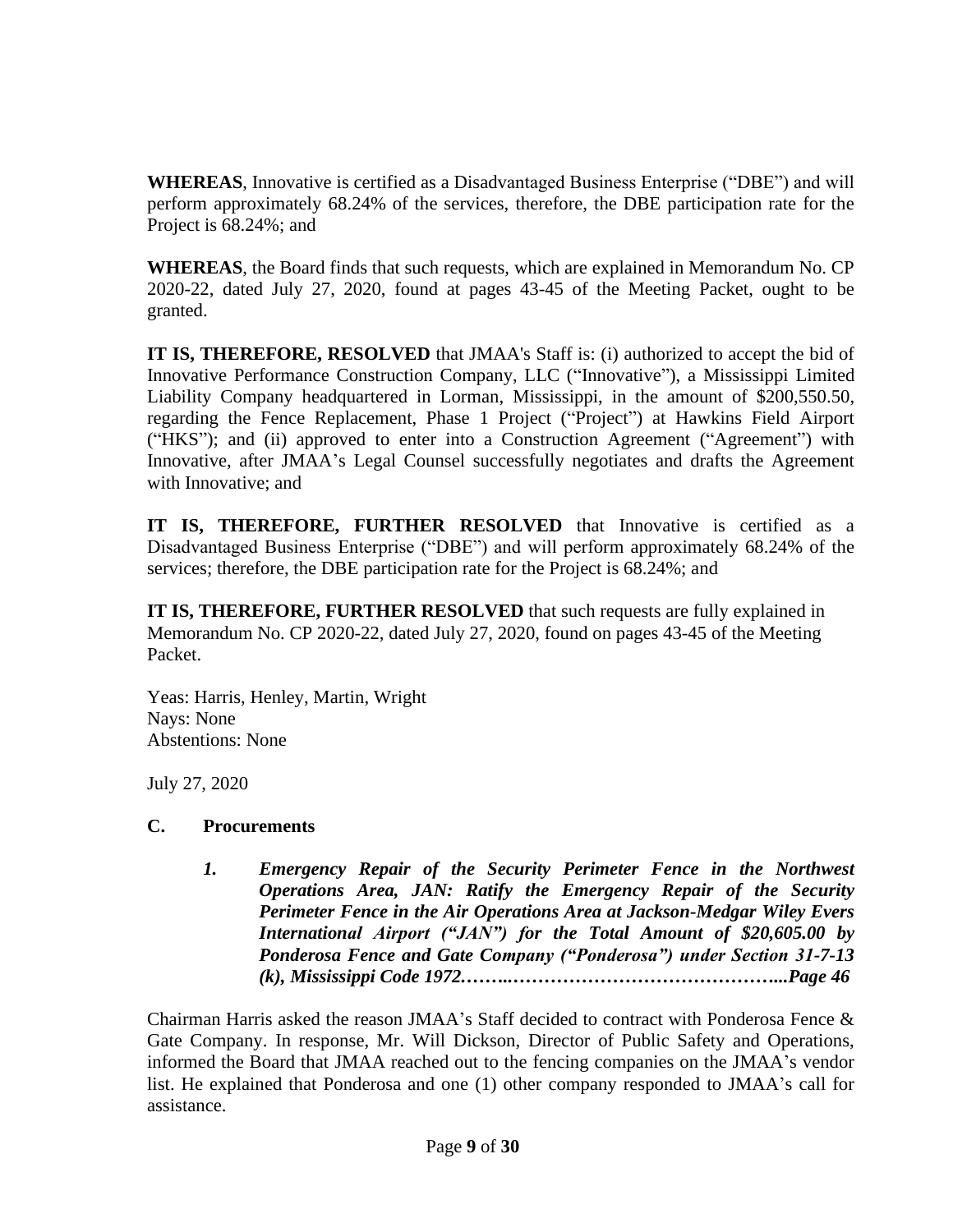**WHEREAS**, Innovative is certified as a Disadvantaged Business Enterprise ("DBE") and will perform approximately 68.24% of the services, therefore, the DBE participation rate for the Project is 68.24%; and

**WHEREAS**, the Board finds that such requests, which are explained in Memorandum No. CP 2020-22, dated July 27, 2020, found at pages 43-45 of the Meeting Packet, ought to be granted.

**IT IS, THEREFORE, RESOLVED** that JMAA's Staff is: (i) authorized to accept the bid of Innovative Performance Construction Company, LLC ("Innovative"), a Mississippi Limited Liability Company headquartered in Lorman, Mississippi, in the amount of $200,550.50, regarding the Fence Replacement, Phase 1 Project ("Project") at Hawkins Field Airport ("HKS"); and (ii) approved to enter into a Construction Agreement ("Agreement") with Innovative, after JMAA's Legal Counsel successfully negotiates and drafts the Agreement with Innovative; and

**IT IS, THEREFORE, FURTHER RESOLVED** that Innovative is certified as a Disadvantaged Business Enterprise ("DBE") and will perform approximately 68.24% of the services; therefore, the DBE participation rate for the Project is 68.24%; and

**IT IS, THEREFORE, FURTHER RESOLVED** that such requests are fully explained in Memorandum No. CP 2020-22, dated July 27, 2020, found on pages 43-45 of the Meeting Packet.

Yeas: Harris, Henley, Martin, Wright
Nays: None
Abstentions: None

July 27, 2020

### C. Procurements

1. ***Emergency Repair of the Security Perimeter Fence in the Northwest Operations Area, JAN: Ratify the Emergency Repair of the Security Perimeter Fence in the Air Operations Area at Jackson-Medgar Wiley Evers International Airport ("JAN") for the Total Amount of $20,605.00 by Ponderosa Fence and Gate Company ("Ponderosa") under Section 31-7-13 (k), Mississippi Code 1972……..……………………………………...Page 46***

Chairman Harris asked the reason JMAA's Staff decided to contract with Ponderosa Fence & Gate Company. In response, Mr. Will Dickson, Director of Public Safety and Operations, informed the Board that JMAA reached out to the fencing companies on the JMAA's vendor list. He explained that Ponderosa and one (1) other company responded to JMAA's call for assistance.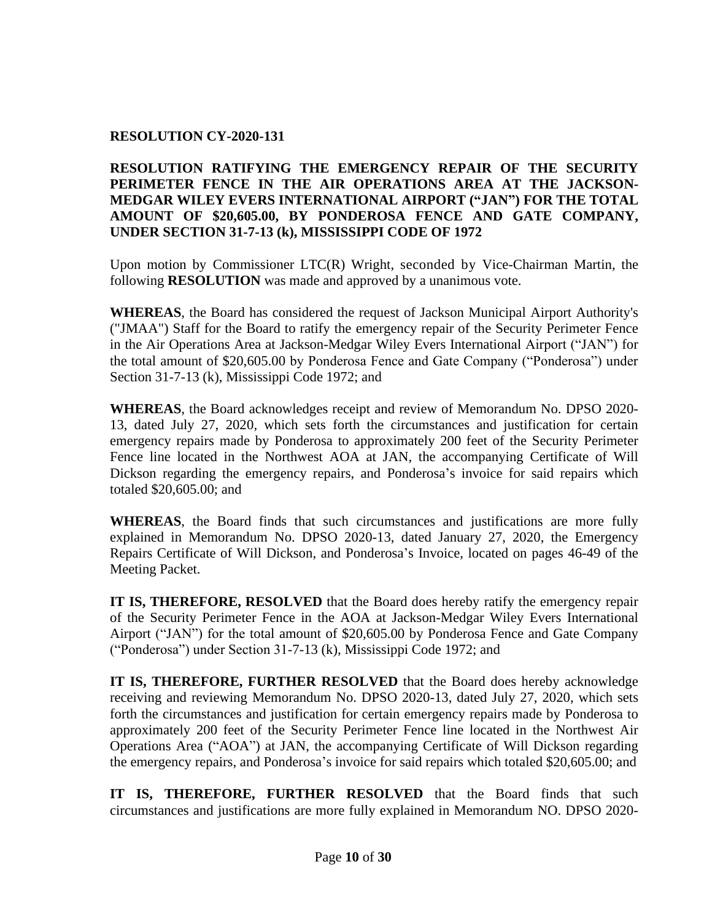**RESOLUTION CY-2020-131**

**RESOLUTION RATIFYING THE EMERGENCY REPAIR OF THE SECURITY PERIMETER FENCE IN THE AIR OPERATIONS AREA AT THE JACKSON-MEDGAR WILEY EVERS INTERNATIONAL AIRPORT ("JAN") FOR THE TOTAL AMOUNT OF $20,605.00, BY PONDEROSA FENCE AND GATE COMPANY, UNDER SECTION 31-7-13 (k), MISSISSIPPI CODE OF 1972**

Upon motion by Commissioner LTC(R) Wright, seconded by Vice-Chairman Martin, the following **RESOLUTION** was made and approved by a unanimous vote.

**WHEREAS**, the Board has considered the request of Jackson Municipal Airport Authority's ("JMAA") Staff for the Board to ratify the emergency repair of the Security Perimeter Fence in the Air Operations Area at Jackson-Medgar Wiley Evers International Airport ("JAN") for the total amount of $20,605.00 by Ponderosa Fence and Gate Company ("Ponderosa") under Section 31-7-13 (k), Mississippi Code 1972; and

**WHEREAS**, the Board acknowledges receipt and review of Memorandum No. DPSO 2020-13, dated July 27, 2020, which sets forth the circumstances and justification for certain emergency repairs made by Ponderosa to approximately 200 feet of the Security Perimeter Fence line located in the Northwest AOA at JAN, the accompanying Certificate of Will Dickson regarding the emergency repairs, and Ponderosa's invoice for said repairs which totaled $20,605.00; and

**WHEREAS**, the Board finds that such circumstances and justifications are more fully explained in Memorandum No. DPSO 2020-13, dated January 27, 2020, the Emergency Repairs Certificate of Will Dickson, and Ponderosa's Invoice, located on pages 46-49 of the Meeting Packet.

**IT IS, THEREFORE, RESOLVED** that the Board does hereby ratify the emergency repair of the Security Perimeter Fence in the AOA at Jackson-Medgar Wiley Evers International Airport ("JAN") for the total amount of $20,605.00 by Ponderosa Fence and Gate Company ("Ponderosa") under Section 31-7-13 (k), Mississippi Code 1972; and

**IT IS, THEREFORE, FURTHER RESOLVED** that the Board does hereby acknowledge receiving and reviewing Memorandum No. DPSO 2020-13, dated July 27, 2020, which sets forth the circumstances and justification for certain emergency repairs made by Ponderosa to approximately 200 feet of the Security Perimeter Fence line located in the Northwest Air Operations Area ("AOA") at JAN, the accompanying Certificate of Will Dickson regarding the emergency repairs, and Ponderosa's invoice for said repairs which totaled $20,605.00; and

**IT IS, THEREFORE, FURTHER RESOLVED** that the Board finds that such circumstances and justifications are more fully explained in Memorandum NO. DPSO 2020-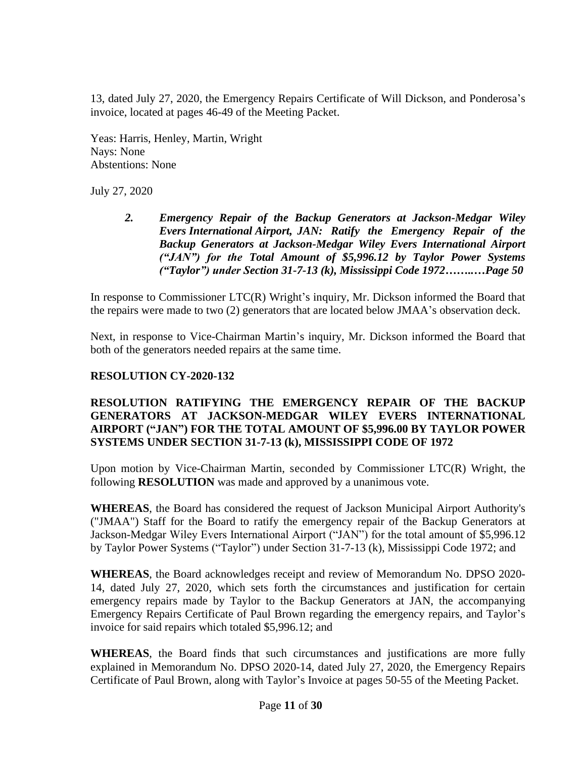13, dated July 27, 2020, the Emergency Repairs Certificate of Will Dickson, and Ponderosa's invoice, located at pages 46-49 of the Meeting Packet.

Yeas: Harris, Henley, Martin, Wright
Nays: None
Abstentions: None

July 27, 2020

> ***2. Emergency Repair of the Backup Generators at Jackson-Medgar Wiley Evers International Airport, JAN: Ratify the Emergency Repair of the Backup Generators at Jackson-Medgar Wiley Evers International Airport ("JAN") for the Total Amount of $5,996.12 by Taylor Power Systems ("Taylor") under Section 31-7-13 (k), Mississippi Code 1972……..…Page 50***

In response to Commissioner LTC(R) Wright's inquiry, Mr. Dickson informed the Board that the repairs were made to two (2) generators that are located below JMAA's observation deck.

Next, in response to Vice-Chairman Martin's inquiry, Mr. Dickson informed the Board that both of the generators needed repairs at the same time.

**RESOLUTION CY-2020-132**

**RESOLUTION RATIFYING THE EMERGENCY REPAIR OF THE BACKUP GENERATORS AT JACKSON-MEDGAR WILEY EVERS INTERNATIONAL AIRPORT ("JAN") FOR THE TOTAL AMOUNT OF $5,996.00 BY TAYLOR POWER SYSTEMS UNDER SECTION 31-7-13 (k), MISSISSIPPI CODE OF 1972**

Upon motion by Vice-Chairman Martin, seconded by Commissioner LTC(R) Wright, the following **RESOLUTION** was made and approved by a unanimous vote.

**WHEREAS**, the Board has considered the request of Jackson Municipal Airport Authority's ("JMAA") Staff for the Board to ratify the emergency repair of the Backup Generators at Jackson-Medgar Wiley Evers International Airport ("JAN") for the total amount of $5,996.12 by Taylor Power Systems ("Taylor") under Section 31-7-13 (k), Mississippi Code 1972; and

**WHEREAS**, the Board acknowledges receipt and review of Memorandum No. DPSO 2020-14, dated July 27, 2020, which sets forth the circumstances and justification for certain emergency repairs made by Taylor to the Backup Generators at JAN, the accompanying Emergency Repairs Certificate of Paul Brown regarding the emergency repairs, and Taylor's invoice for said repairs which totaled $5,996.12; and

**WHEREAS**, the Board finds that such circumstances and justifications are more fully explained in Memorandum No. DPSO 2020-14, dated July 27, 2020, the Emergency Repairs Certificate of Paul Brown, along with Taylor's Invoice at pages 50-55 of the Meeting Packet.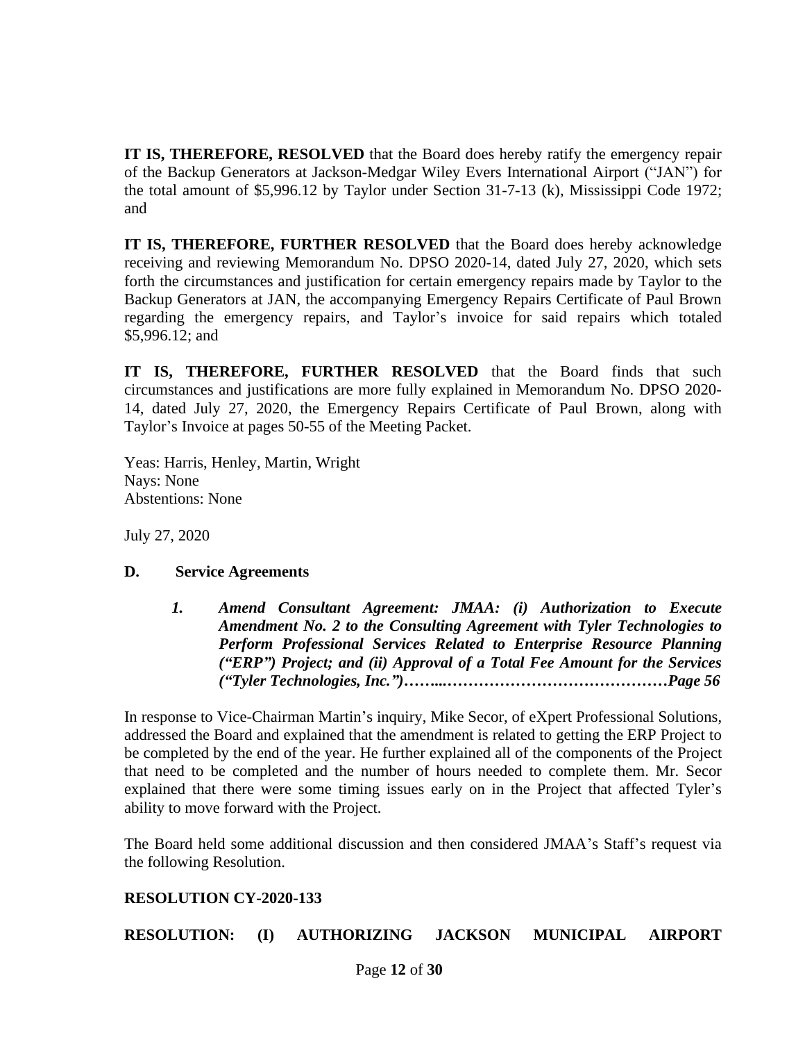**IT IS, THEREFORE, RESOLVED** that the Board does hereby ratify the emergency repair of the Backup Generators at Jackson-Medgar Wiley Evers International Airport ("JAN") for the total amount of $5,996.12 by Taylor under Section 31-7-13 (k), Mississippi Code 1972; and

**IT IS, THEREFORE, FURTHER RESOLVED** that the Board does hereby acknowledge receiving and reviewing Memorandum No. DPSO 2020-14, dated July 27, 2020, which sets forth the circumstances and justification for certain emergency repairs made by Taylor to the Backup Generators at JAN, the accompanying Emergency Repairs Certificate of Paul Brown regarding the emergency repairs, and Taylor's invoice for said repairs which totaled $5,996.12; and

**IT IS, THEREFORE, FURTHER RESOLVED** that the Board finds that such circumstances and justifications are more fully explained in Memorandum No. DPSO 2020-14, dated July 27, 2020, the Emergency Repairs Certificate of Paul Brown, along with Taylor's Invoice at pages 50-55 of the Meeting Packet.

Yeas: Harris, Henley, Martin, Wright
Nays: None
Abstentions: None

July 27, 2020

## D. Service Agreements

***1. Amend Consultant Agreement: JMAA: (i) Authorization to Execute Amendment No. 2 to the Consulting Agreement with Tyler Technologies to Perform Professional Services Related to Enterprise Resource Planning ("ERP") Project; and (ii) Approval of a Total Fee Amount for the Services ("Tyler Technologies, Inc.")……...……………………………………Page 56***

In response to Vice-Chairman Martin's inquiry, Mike Secor, of eXpert Professional Solutions, addressed the Board and explained that the amendment is related to getting the ERP Project to be completed by the end of the year. He further explained all of the components of the Project that need to be completed and the number of hours needed to complete them. Mr. Secor explained that there were some timing issues early on in the Project that affected Tyler's ability to move forward with the Project.

The Board held some additional discussion and then considered JMAA's Staff's request via the following Resolution.

**RESOLUTION CY-2020-133**

**RESOLUTION: (I) AUTHORIZING JACKSON MUNICIPAL AIRPORT**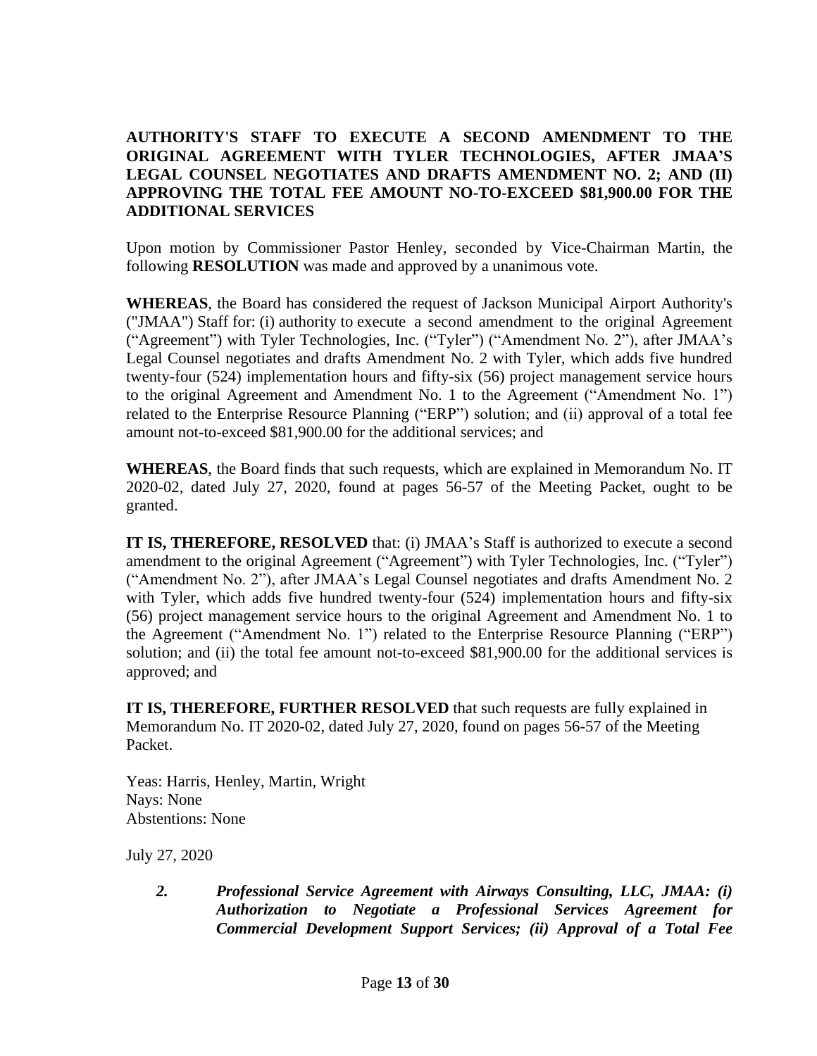**AUTHORITY'S STAFF TO EXECUTE A SECOND AMENDMENT TO THE ORIGINAL AGREEMENT WITH TYLER TECHNOLOGIES, AFTER JMAA'S LEGAL COUNSEL NEGOTIATES AND DRAFTS AMENDMENT NO. 2; AND (II) APPROVING THE TOTAL FEE AMOUNT NO-TO-EXCEED $81,900.00 FOR THE ADDITIONAL SERVICES**

Upon motion by Commissioner Pastor Henley, seconded by Vice-Chairman Martin, the following **RESOLUTION** was made and approved by a unanimous vote.

**WHEREAS**, the Board has considered the request of Jackson Municipal Airport Authority's ("JMAA") Staff for: (i) authority to execute a second amendment to the original Agreement ("Agreement") with Tyler Technologies, Inc. ("Tyler") ("Amendment No. 2"), after JMAA's Legal Counsel negotiates and drafts Amendment No. 2 with Tyler, which adds five hundred twenty-four (524) implementation hours and fifty-six (56) project management service hours to the original Agreement and Amendment No. 1 to the Agreement ("Amendment No. 1") related to the Enterprise Resource Planning ("ERP") solution; and (ii) approval of a total fee amount not-to-exceed $81,900.00 for the additional services; and

**WHEREAS**, the Board finds that such requests, which are explained in Memorandum No. IT 2020-02, dated July 27, 2020, found at pages 56-57 of the Meeting Packet, ought to be granted.

**IT IS, THEREFORE, RESOLVED** that: (i) JMAA's Staff is authorized to execute a second amendment to the original Agreement ("Agreement") with Tyler Technologies, Inc. ("Tyler") ("Amendment No. 2"), after JMAA's Legal Counsel negotiates and drafts Amendment No. 2 with Tyler, which adds five hundred twenty-four (524) implementation hours and fifty-six (56) project management service hours to the original Agreement and Amendment No. 1 to the Agreement ("Amendment No. 1") related to the Enterprise Resource Planning ("ERP") solution; and (ii) the total fee amount not-to-exceed $81,900.00 for the additional services is approved; and

**IT IS, THEREFORE, FURTHER RESOLVED** that such requests are fully explained in Memorandum No. IT 2020-02, dated July 27, 2020, found on pages 56-57 of the Meeting Packet.

Yeas: Harris, Henley, Martin, Wright
Nays: None
Abstentions: None

July 27, 2020

2. ***Professional Service Agreement with Airways Consulting, LLC, JMAA: (i) Authorization to Negotiate a Professional Services Agreement for Commercial Development Support Services; (ii) Approval of a Total Fee***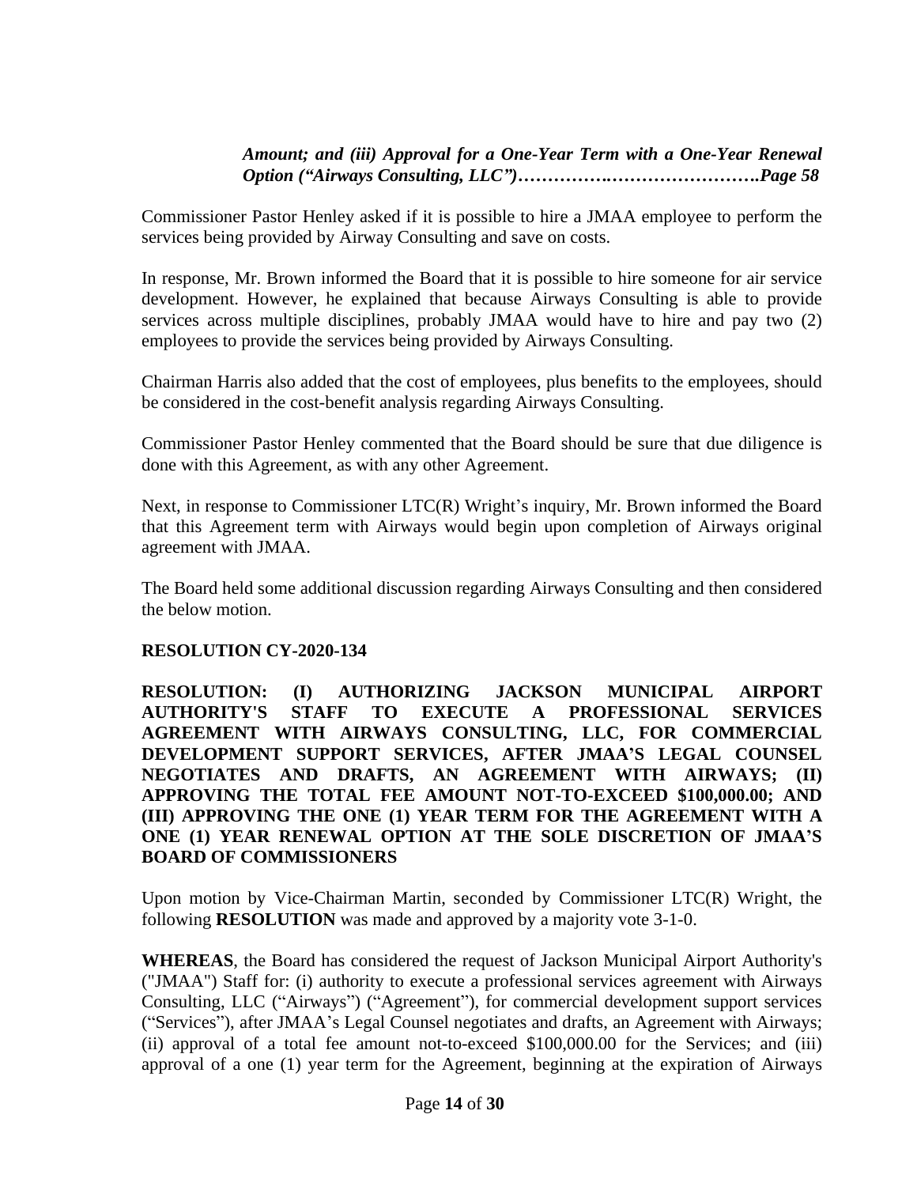***Amount; and (iii) Approval for a One-Year Term with a One-Year Renewal Option ("Airways Consulting, LLC")…………….…………………….Page 58***

Commissioner Pastor Henley asked if it is possible to hire a JMAA employee to perform the services being provided by Airway Consulting and save on costs.

In response, Mr. Brown informed the Board that it is possible to hire someone for air service development. However, he explained that because Airways Consulting is able to provide services across multiple disciplines, probably JMAA would have to hire and pay two (2) employees to provide the services being provided by Airways Consulting.

Chairman Harris also added that the cost of employees, plus benefits to the employees, should be considered in the cost-benefit analysis regarding Airways Consulting.

Commissioner Pastor Henley commented that the Board should be sure that due diligence is done with this Agreement, as with any other Agreement.

Next, in response to Commissioner LTC(R) Wright's inquiry, Mr. Brown informed the Board that this Agreement term with Airways would begin upon completion of Airways original agreement with JMAA.

The Board held some additional discussion regarding Airways Consulting and then considered the below motion.

**RESOLUTION CY-2020-134**

**RESOLUTION: (I) AUTHORIZING JACKSON MUNICIPAL AIRPORT AUTHORITY'S STAFF TO EXECUTE A PROFESSIONAL SERVICES AGREEMENT WITH AIRWAYS CONSULTING, LLC, FOR COMMERCIAL DEVELOPMENT SUPPORT SERVICES, AFTER JMAA'S LEGAL COUNSEL NEGOTIATES AND DRAFTS, AN AGREEMENT WITH AIRWAYS; (II) APPROVING THE TOTAL FEE AMOUNT NOT-TO-EXCEED $100,000.00; AND (III) APPROVING THE ONE (1) YEAR TERM FOR THE AGREEMENT WITH A ONE (1) YEAR RENEWAL OPTION AT THE SOLE DISCRETION OF JMAA'S BOARD OF COMMISSIONERS**

Upon motion by Vice-Chairman Martin, seconded by Commissioner LTC(R) Wright, the following **RESOLUTION** was made and approved by a majority vote 3-1-0.

**WHEREAS**, the Board has considered the request of Jackson Municipal Airport Authority's ("JMAA") Staff for: (i) authority to execute a professional services agreement with Airways Consulting, LLC ("Airways") ("Agreement"), for commercial development support services ("Services"), after JMAA's Legal Counsel negotiates and drafts, an Agreement with Airways; (ii) approval of a total fee amount not-to-exceed $100,000.00 for the Services; and (iii) approval of a one (1) year term for the Agreement, beginning at the expiration of Airways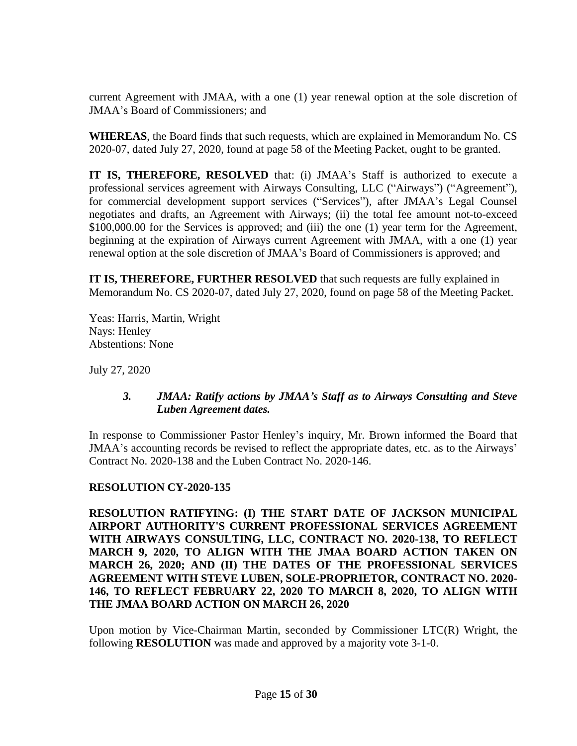current Agreement with JMAA, with a one (1) year renewal option at the sole discretion of JMAA's Board of Commissioners; and

**WHEREAS**, the Board finds that such requests, which are explained in Memorandum No. CS 2020-07, dated July 27, 2020, found at page 58 of the Meeting Packet, ought to be granted.

**IT IS, THEREFORE, RESOLVED** that: (i) JMAA's Staff is authorized to execute a professional services agreement with Airways Consulting, LLC ("Airways") ("Agreement"), for commercial development support services ("Services"), after JMAA's Legal Counsel negotiates and drafts, an Agreement with Airways; (ii) the total fee amount not-to-exceed \$100,000.00 for the Services is approved; and (iii) the one (1) year term for the Agreement, beginning at the expiration of Airways current Agreement with JMAA, with a one (1) year renewal option at the sole discretion of JMAA's Board of Commissioners is approved; and

**IT IS, THEREFORE, FURTHER RESOLVED** that such requests are fully explained in Memorandum No. CS 2020-07, dated July 27, 2020, found on page 58 of the Meeting Packet.

Yeas: Harris, Martin, Wright
Nays: Henley
Abstentions: None

July 27, 2020

> ***3. JMAA: Ratify actions by JMAA's Staff as to Airways Consulting and Steve Luben Agreement dates.***

In response to Commissioner Pastor Henley's inquiry, Mr. Brown informed the Board that JMAA's accounting records be revised to reflect the appropriate dates, etc. as to the Airways' Contract No. 2020-138 and the Luben Contract No. 2020-146.

**RESOLUTION CY-2020-135**

**RESOLUTION RATIFYING: (I) THE START DATE OF JACKSON MUNICIPAL AIRPORT AUTHORITY'S CURRENT PROFESSIONAL SERVICES AGREEMENT WITH AIRWAYS CONSULTING, LLC, CONTRACT NO. 2020-138, TO REFLECT MARCH 9, 2020, TO ALIGN WITH THE JMAA BOARD ACTION TAKEN ON MARCH 26, 2020; AND (II) THE DATES OF THE PROFESSIONAL SERVICES AGREEMENT WITH STEVE LUBEN, SOLE-PROPRIETOR, CONTRACT NO. 2020-146, TO REFLECT FEBRUARY 22, 2020 TO MARCH 8, 2020, TO ALIGN WITH THE JMAA BOARD ACTION ON MARCH 26, 2020**

Upon motion by Vice-Chairman Martin, seconded by Commissioner LTC(R) Wright, the following **RESOLUTION** was made and approved by a majority vote 3-1-0.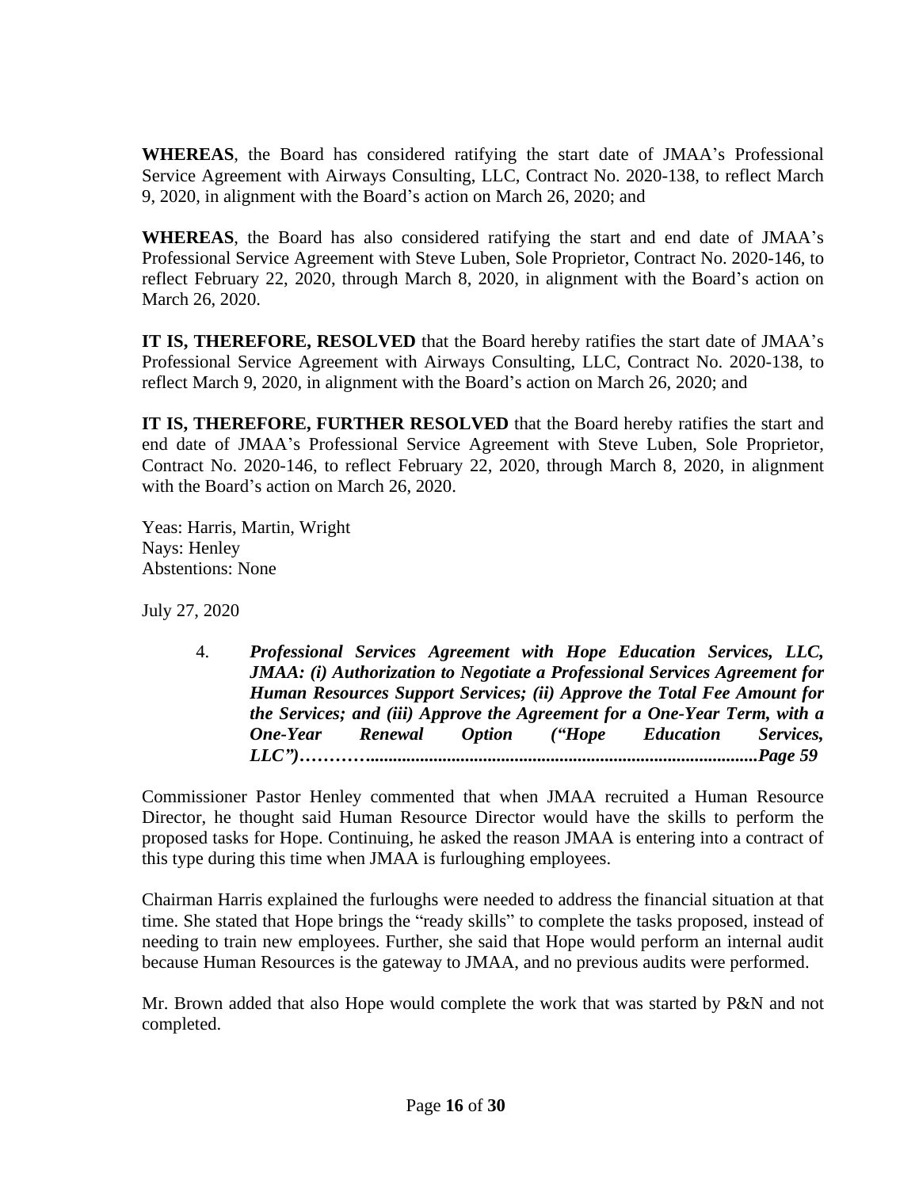**WHEREAS**, the Board has considered ratifying the start date of JMAA's Professional Service Agreement with Airways Consulting, LLC, Contract No. 2020-138, to reflect March 9, 2020, in alignment with the Board's action on March 26, 2020; and

**WHEREAS**, the Board has also considered ratifying the start and end date of JMAA's Professional Service Agreement with Steve Luben, Sole Proprietor, Contract No. 2020-146, to reflect February 22, 2020, through March 8, 2020, in alignment with the Board's action on March 26, 2020.

**IT IS, THEREFORE, RESOLVED** that the Board hereby ratifies the start date of JMAA's Professional Service Agreement with Airways Consulting, LLC, Contract No. 2020-138, to reflect March 9, 2020, in alignment with the Board's action on March 26, 2020; and

**IT IS, THEREFORE, FURTHER RESOLVED** that the Board hereby ratifies the start and end date of JMAA's Professional Service Agreement with Steve Luben, Sole Proprietor, Contract No. 2020-146, to reflect February 22, 2020, through March 8, 2020, in alignment with the Board's action on March 26, 2020.

Yeas: Harris, Martin, Wright
Nays: Henley
Abstentions: None

July 27, 2020

4. ***Professional Services Agreement with Hope Education Services, LLC, JMAA: (i) Authorization to Negotiate a Professional Services Agreement for Human Resources Support Services; (ii) Approve the Total Fee Amount for the Services; and (iii) Approve the Agreement for a One-Year Term, with a One-Year Renewal Option ("Hope Education Services, LLC")…………....................................................................................Page 59***

Commissioner Pastor Henley commented that when JMAA recruited a Human Resource Director, he thought said Human Resource Director would have the skills to perform the proposed tasks for Hope. Continuing, he asked the reason JMAA is entering into a contract of this type during this time when JMAA is furloughing employees.

Chairman Harris explained the furloughs were needed to address the financial situation at that time. She stated that Hope brings the "ready skills" to complete the tasks proposed, instead of needing to train new employees. Further, she said that Hope would perform an internal audit because Human Resources is the gateway to JMAA, and no previous audits were performed.

Mr. Brown added that also Hope would complete the work that was started by P&N and not completed.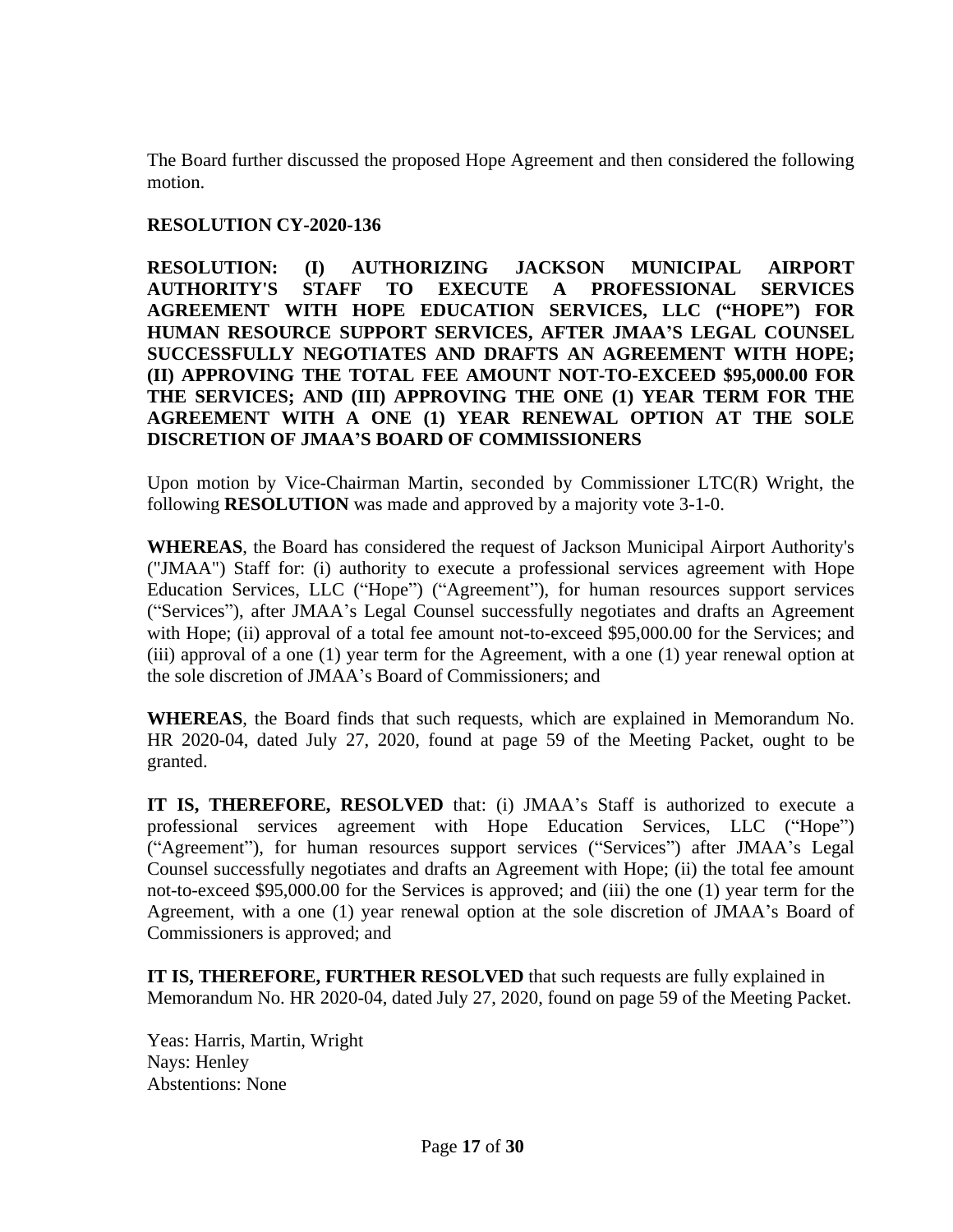The Board further discussed the proposed Hope Agreement and then considered the following motion.

**RESOLUTION CY-2020-136**

**RESOLUTION: (I) AUTHORIZING JACKSON MUNICIPAL AIRPORT AUTHORITY'S STAFF TO EXECUTE A PROFESSIONAL SERVICES AGREEMENT WITH HOPE EDUCATION SERVICES, LLC ("HOPE") FOR HUMAN RESOURCE SUPPORT SERVICES, AFTER JMAA'S LEGAL COUNSEL SUCCESSFULLY NEGOTIATES AND DRAFTS AN AGREEMENT WITH HOPE; (II) APPROVING THE TOTAL FEE AMOUNT NOT-TO-EXCEED $95,000.00 FOR THE SERVICES; AND (III) APPROVING THE ONE (1) YEAR TERM FOR THE AGREEMENT WITH A ONE (1) YEAR RENEWAL OPTION AT THE SOLE DISCRETION OF JMAA'S BOARD OF COMMISSIONERS**

Upon motion by Vice-Chairman Martin, seconded by Commissioner LTC(R) Wright, the following **RESOLUTION** was made and approved by a majority vote 3-1-0.

**WHEREAS**, the Board has considered the request of Jackson Municipal Airport Authority's ("JMAA") Staff for: (i) authority to execute a professional services agreement with Hope Education Services, LLC ("Hope") ("Agreement"), for human resources support services ("Services"), after JMAA's Legal Counsel successfully negotiates and drafts an Agreement with Hope; (ii) approval of a total fee amount not-to-exceed $95,000.00 for the Services; and (iii) approval of a one (1) year term for the Agreement, with a one (1) year renewal option at the sole discretion of JMAA's Board of Commissioners; and

**WHEREAS**, the Board finds that such requests, which are explained in Memorandum No. HR 2020-04, dated July 27, 2020, found at page 59 of the Meeting Packet, ought to be granted.

**IT IS, THEREFORE, RESOLVED** that: (i) JMAA's Staff is authorized to execute a professional services agreement with Hope Education Services, LLC ("Hope") ("Agreement"), for human resources support services ("Services") after JMAA's Legal Counsel successfully negotiates and drafts an Agreement with Hope; (ii) the total fee amount not-to-exceed $95,000.00 for the Services is approved; and (iii) the one (1) year term for the Agreement, with a one (1) year renewal option at the sole discretion of JMAA's Board of Commissioners is approved; and

**IT IS, THEREFORE, FURTHER RESOLVED** that such requests are fully explained in Memorandum No. HR 2020-04, dated July 27, 2020, found on page 59 of the Meeting Packet.

Yeas: Harris, Martin, Wright
Nays: Henley
Abstentions: None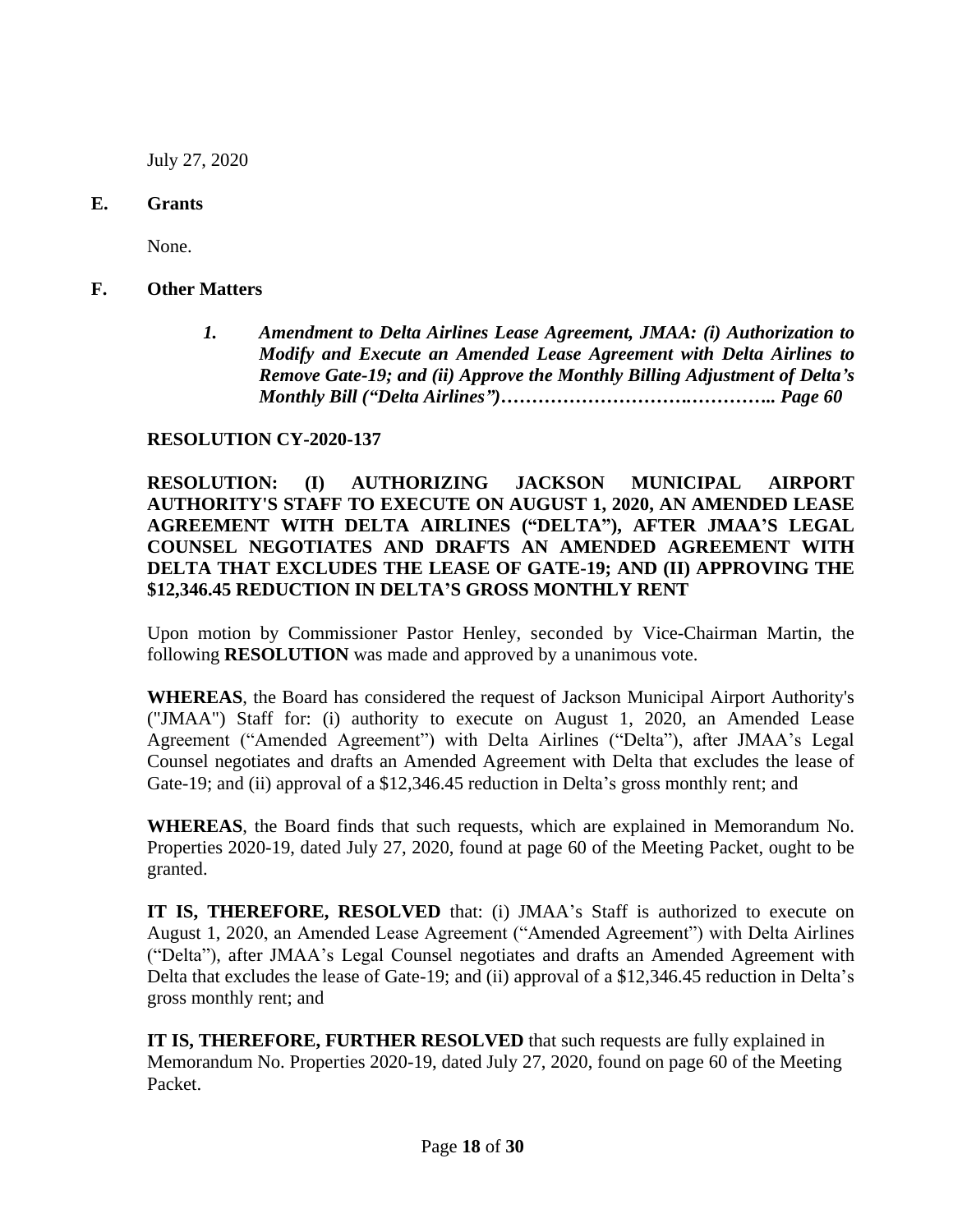July 27, 2020

**E. Grants**

None.

**F. Other Matters**

*1. Amendment to Delta Airlines Lease Agreement, JMAA: (i) Authorization to Modify and Execute an Amended Lease Agreement with Delta Airlines to Remove Gate-19; and (ii) Approve the Monthly Billing Adjustment of Delta's Monthly Bill ("Delta Airlines")………………………….………….. Page 60*

**RESOLUTION CY-2020-137**

**RESOLUTION: (I) AUTHORIZING JACKSON MUNICIPAL AIRPORT AUTHORITY'S STAFF TO EXECUTE ON AUGUST 1, 2020, AN AMENDED LEASE AGREEMENT WITH DELTA AIRLINES ("DELTA"), AFTER JMAA'S LEGAL COUNSEL NEGOTIATES AND DRAFTS AN AMENDED AGREEMENT WITH DELTA THAT EXCLUDES THE LEASE OF GATE-19; AND (II) APPROVING THE $12,346.45 REDUCTION IN DELTA'S GROSS MONTHLY RENT**

Upon motion by Commissioner Pastor Henley, seconded by Vice-Chairman Martin, the following **RESOLUTION** was made and approved by a unanimous vote.

**WHEREAS**, the Board has considered the request of Jackson Municipal Airport Authority's ("JMAA") Staff for: (i) authority to execute on August 1, 2020, an Amended Lease Agreement ("Amended Agreement") with Delta Airlines ("Delta"), after JMAA's Legal Counsel negotiates and drafts an Amended Agreement with Delta that excludes the lease of Gate-19; and (ii) approval of a $12,346.45 reduction in Delta's gross monthly rent; and

**WHEREAS**, the Board finds that such requests, which are explained in Memorandum No. Properties 2020-19, dated July 27, 2020, found at page 60 of the Meeting Packet, ought to be granted.

**IT IS, THEREFORE, RESOLVED** that: (i) JMAA's Staff is authorized to execute on August 1, 2020, an Amended Lease Agreement ("Amended Agreement") with Delta Airlines ("Delta"), after JMAA's Legal Counsel negotiates and drafts an Amended Agreement with Delta that excludes the lease of Gate-19; and (ii) approval of a $12,346.45 reduction in Delta's gross monthly rent; and

**IT IS, THEREFORE, FURTHER RESOLVED** that such requests are fully explained in Memorandum No. Properties 2020-19, dated July 27, 2020, found on page 60 of the Meeting Packet.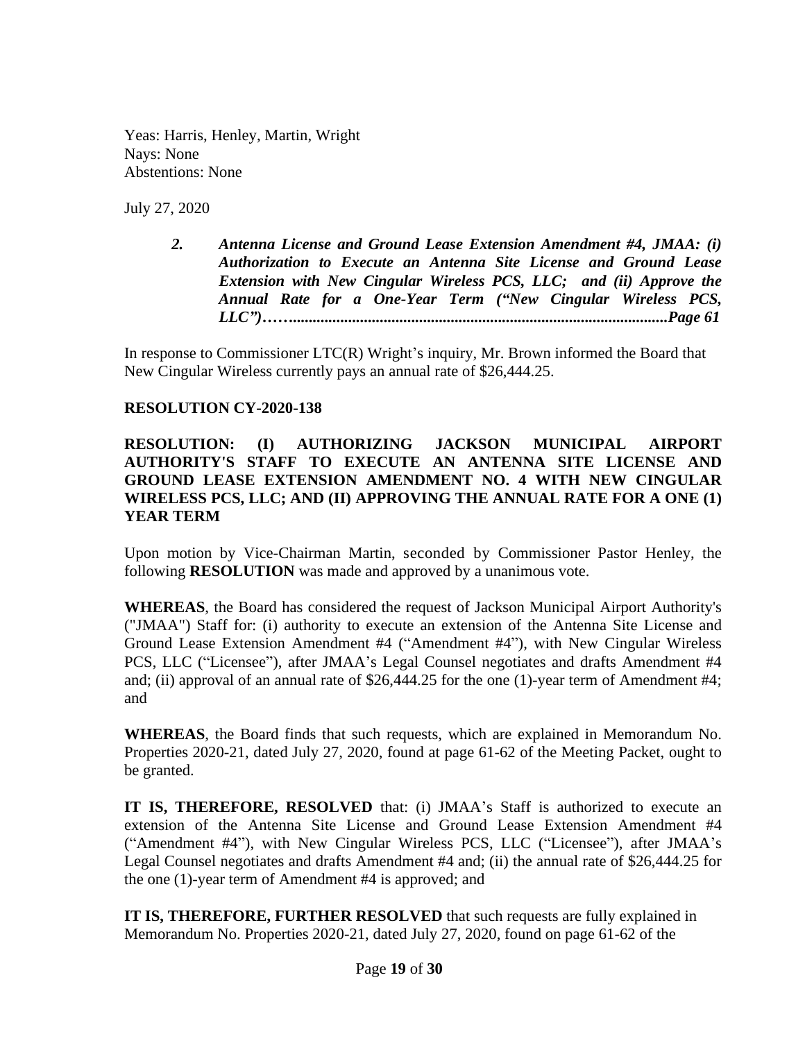Yeas: Harris, Henley, Martin, Wright
Nays: None
Abstentions: None

July 27, 2020

> ***2. Antenna License and Ground Lease Extension Amendment #4, JMAA: (i) Authorization to Execute an Antenna Site License and Ground Lease Extension with New Cingular Wireless PCS, LLC; and (ii) Approve the Annual Rate for a One-Year Term ("New Cingular Wireless PCS, LLC")……..............................................................................................Page 61***

In response to Commissioner LTC(R) Wright's inquiry, Mr. Brown informed the Board that New Cingular Wireless currently pays an annual rate of $26,444.25.

**RESOLUTION CY-2020-138**

**RESOLUTION: (I) AUTHORIZING JACKSON MUNICIPAL AIRPORT AUTHORITY'S STAFF TO EXECUTE AN ANTENNA SITE LICENSE AND GROUND LEASE EXTENSION AMENDMENT NO. 4 WITH NEW CINGULAR WIRELESS PCS, LLC; AND (II) APPROVING THE ANNUAL RATE FOR A ONE (1) YEAR TERM**

Upon motion by Vice-Chairman Martin, seconded by Commissioner Pastor Henley, the following **RESOLUTION** was made and approved by a unanimous vote.

**WHEREAS**, the Board has considered the request of Jackson Municipal Airport Authority's ("JMAA") Staff for: (i) authority to execute an extension of the Antenna Site License and Ground Lease Extension Amendment #4 ("Amendment #4"), with New Cingular Wireless PCS, LLC ("Licensee"), after JMAA's Legal Counsel negotiates and drafts Amendment #4 and; (ii) approval of an annual rate of $26,444.25 for the one (1)-year term of Amendment #4; and

**WHEREAS**, the Board finds that such requests, which are explained in Memorandum No. Properties 2020-21, dated July 27, 2020, found at page 61-62 of the Meeting Packet, ought to be granted.

**IT IS, THEREFORE, RESOLVED** that: (i) JMAA's Staff is authorized to execute an extension of the Antenna Site License and Ground Lease Extension Amendment #4 ("Amendment #4"), with New Cingular Wireless PCS, LLC ("Licensee"), after JMAA's Legal Counsel negotiates and drafts Amendment #4 and; (ii) the annual rate of $26,444.25 for the one (1)-year term of Amendment #4 is approved; and

**IT IS, THEREFORE, FURTHER RESOLVED** that such requests are fully explained in Memorandum No. Properties 2020-21, dated July 27, 2020, found on page 61-62 of the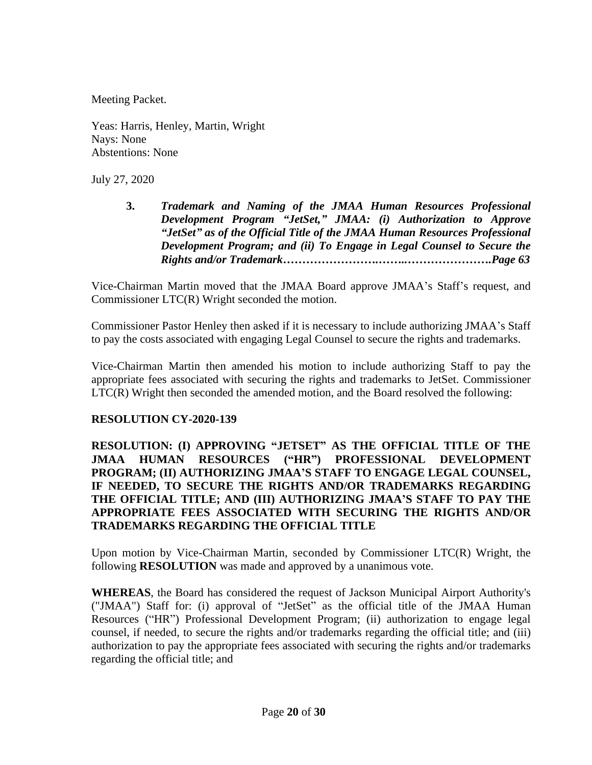Meeting Packet.

Yeas: Harris, Henley, Martin, Wright
Nays: None
Abstentions: None

July 27, 2020

**3.** ***Trademark and Naming of the JMAA Human Resources Professional Development Program "JetSet," JMAA: (i) Authorization to Approve "JetSet" as of the Official Title of the JMAA Human Resources Professional Development Program; and (ii) To Engage in Legal Counsel to Secure the Rights and/or Trademark…………………….……..………………….Page 63***

Vice-Chairman Martin moved that the JMAA Board approve JMAA's Staff's request, and Commissioner LTC(R) Wright seconded the motion.

Commissioner Pastor Henley then asked if it is necessary to include authorizing JMAA's Staff to pay the costs associated with engaging Legal Counsel to secure the rights and trademarks.

Vice-Chairman Martin then amended his motion to include authorizing Staff to pay the appropriate fees associated with securing the rights and trademarks to JetSet. Commissioner LTC(R) Wright then seconded the amended motion, and the Board resolved the following:

**RESOLUTION CY-2020-139**

**RESOLUTION: (I) APPROVING "JETSET" AS THE OFFICIAL TITLE OF THE JMAA HUMAN RESOURCES ("HR") PROFESSIONAL DEVELOPMENT PROGRAM; (II) AUTHORIZING JMAA'S STAFF TO ENGAGE LEGAL COUNSEL, IF NEEDED, TO SECURE THE RIGHTS AND/OR TRADEMARKS REGARDING THE OFFICIAL TITLE; AND (III) AUTHORIZING JMAA'S STAFF TO PAY THE APPROPRIATE FEES ASSOCIATED WITH SECURING THE RIGHTS AND/OR TRADEMARKS REGARDING THE OFFICIAL TITLE**

Upon motion by Vice-Chairman Martin, seconded by Commissioner LTC(R) Wright, the following **RESOLUTION** was made and approved by a unanimous vote.

**WHEREAS**, the Board has considered the request of Jackson Municipal Airport Authority's ("JMAA") Staff for: (i) approval of "JetSet" as the official title of the JMAA Human Resources ("HR") Professional Development Program; (ii) authorization to engage legal counsel, if needed, to secure the rights and/or trademarks regarding the official title; and (iii) authorization to pay the appropriate fees associated with securing the rights and/or trademarks regarding the official title; and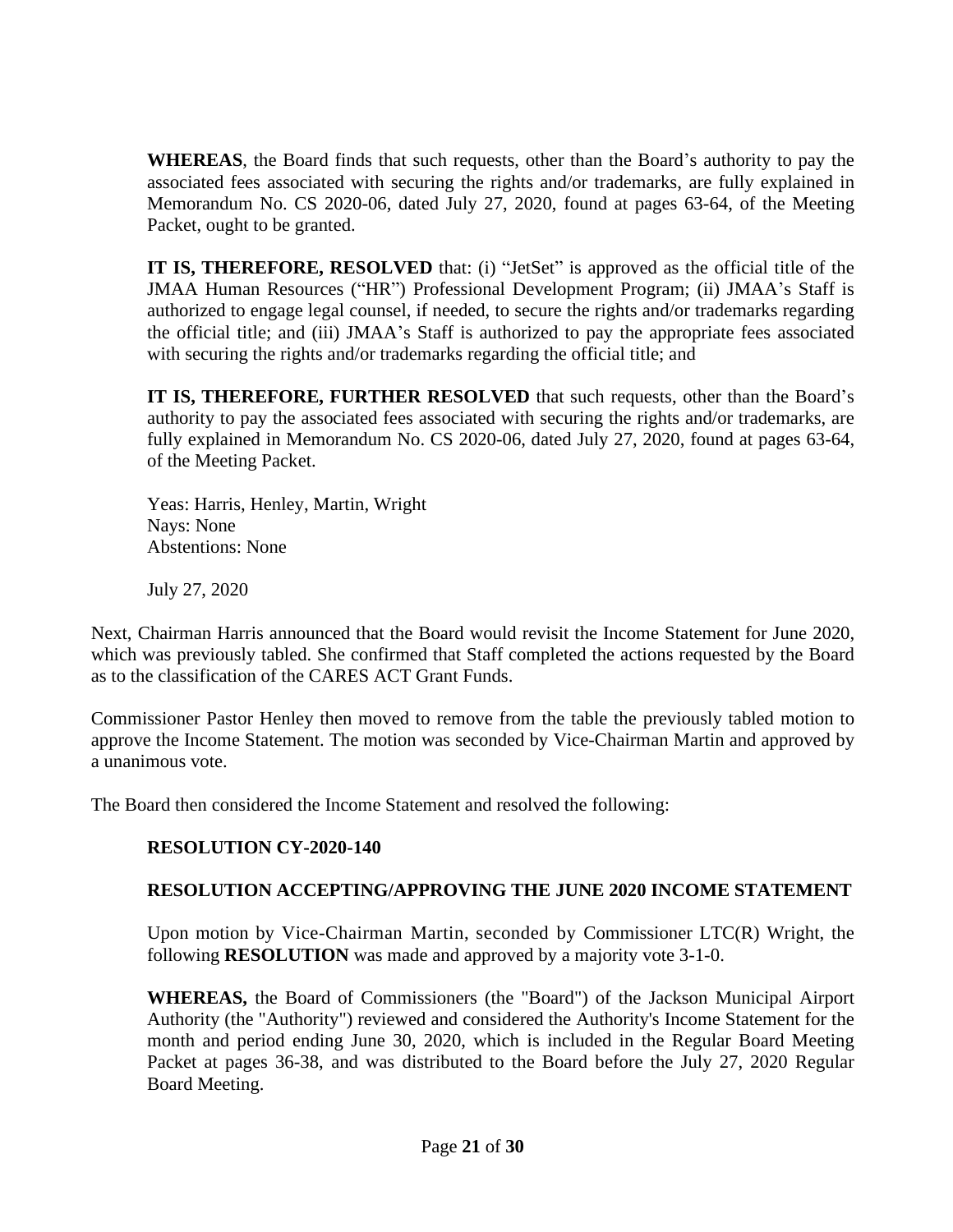**WHEREAS**, the Board finds that such requests, other than the Board's authority to pay the associated fees associated with securing the rights and/or trademarks, are fully explained in Memorandum No. CS 2020-06, dated July 27, 2020, found at pages 63-64, of the Meeting Packet, ought to be granted.

**IT IS, THEREFORE, RESOLVED** that: (i) "JetSet" is approved as the official title of the JMAA Human Resources ("HR") Professional Development Program; (ii) JMAA's Staff is authorized to engage legal counsel, if needed, to secure the rights and/or trademarks regarding the official title; and (iii) JMAA's Staff is authorized to pay the appropriate fees associated with securing the rights and/or trademarks regarding the official title; and

**IT IS, THEREFORE, FURTHER RESOLVED** that such requests, other than the Board's authority to pay the associated fees associated with securing the rights and/or trademarks, are fully explained in Memorandum No. CS 2020-06, dated July 27, 2020, found at pages 63-64, of the Meeting Packet.

Yeas: Harris, Henley, Martin, Wright
Nays: None
Abstentions: None

July 27, 2020

Next, Chairman Harris announced that the Board would revisit the Income Statement for June 2020, which was previously tabled. She confirmed that Staff completed the actions requested by the Board as to the classification of the CARES ACT Grant Funds.

Commissioner Pastor Henley then moved to remove from the table the previously tabled motion to approve the Income Statement. The motion was seconded by Vice-Chairman Martin and approved by a unanimous vote.

The Board then considered the Income Statement and resolved the following:

**RESOLUTION CY-2020-140**

**RESOLUTION ACCEPTING/APPROVING THE JUNE 2020 INCOME STATEMENT**

Upon motion by Vice-Chairman Martin, seconded by Commissioner LTC(R) Wright, the following **RESOLUTION** was made and approved by a majority vote 3-1-0.

**WHEREAS,** the Board of Commissioners (the "Board") of the Jackson Municipal Airport Authority (the "Authority") reviewed and considered the Authority's Income Statement for the month and period ending June 30, 2020, which is included in the Regular Board Meeting Packet at pages 36-38, and was distributed to the Board before the July 27, 2020 Regular Board Meeting.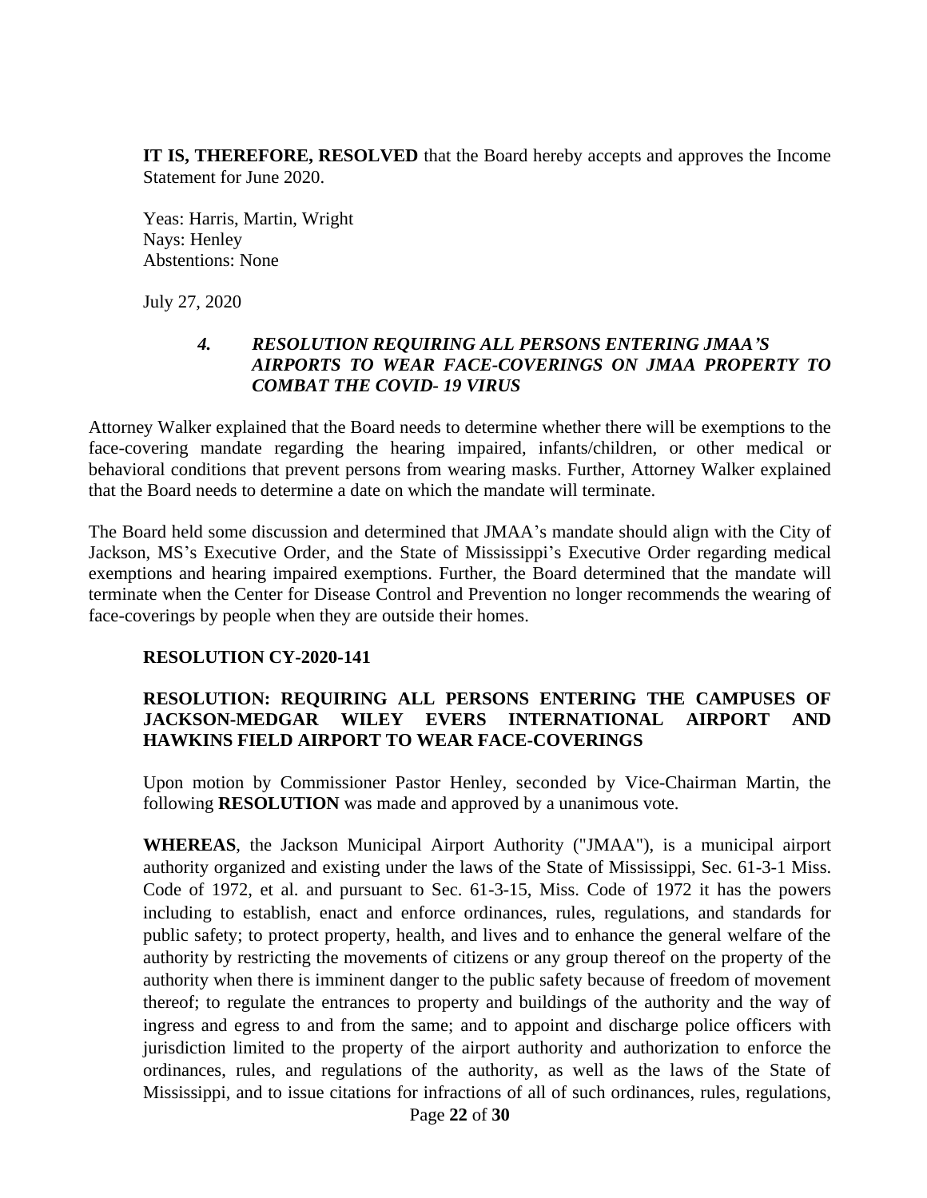**IT IS, THEREFORE, RESOLVED** that the Board hereby accepts and approves the Income Statement for June 2020.

Yeas: Harris, Martin, Wright
Nays: Henley
Abstentions: None

July 27, 2020

### *4. RESOLUTION REQUIRING ALL PERSONS ENTERING JMAA'S AIRPORTS TO WEAR FACE-COVERINGS ON JMAA PROPERTY TO COMBAT THE COVID- 19 VIRUS*

Attorney Walker explained that the Board needs to determine whether there will be exemptions to the face-covering mandate regarding the hearing impaired, infants/children, or other medical or behavioral conditions that prevent persons from wearing masks. Further, Attorney Walker explained that the Board needs to determine a date on which the mandate will terminate.

The Board held some discussion and determined that JMAA's mandate should align with the City of Jackson, MS's Executive Order, and the State of Mississippi's Executive Order regarding medical exemptions and hearing impaired exemptions. Further, the Board determined that the mandate will terminate when the Center for Disease Control and Prevention no longer recommends the wearing of face-coverings by people when they are outside their homes.

**RESOLUTION CY-2020-141**

**RESOLUTION: REQUIRING ALL PERSONS ENTERING THE CAMPUSES OF JACKSON-MEDGAR WILEY EVERS INTERNATIONAL AIRPORT AND HAWKINS FIELD AIRPORT TO WEAR FACE-COVERINGS**

Upon motion by Commissioner Pastor Henley, seconded by Vice-Chairman Martin, the following **RESOLUTION** was made and approved by a unanimous vote.

**WHEREAS**, the Jackson Municipal Airport Authority ("JMAA"), is a municipal airport authority organized and existing under the laws of the State of Mississippi, Sec. 61-3-1 Miss. Code of 1972, et al. and pursuant to Sec. 61-3-15, Miss. Code of 1972 it has the powers including to establish, enact and enforce ordinances, rules, regulations, and standards for public safety; to protect property, health, and lives and to enhance the general welfare of the authority by restricting the movements of citizens or any group thereof on the property of the authority when there is imminent danger to the public safety because of freedom of movement thereof; to regulate the entrances to property and buildings of the authority and the way of ingress and egress to and from the same; and to appoint and discharge police officers with jurisdiction limited to the property of the airport authority and authorization to enforce the ordinances, rules, and regulations of the authority, as well as the laws of the State of Mississippi, and to issue citations for infractions of all of such ordinances, rules, regulations,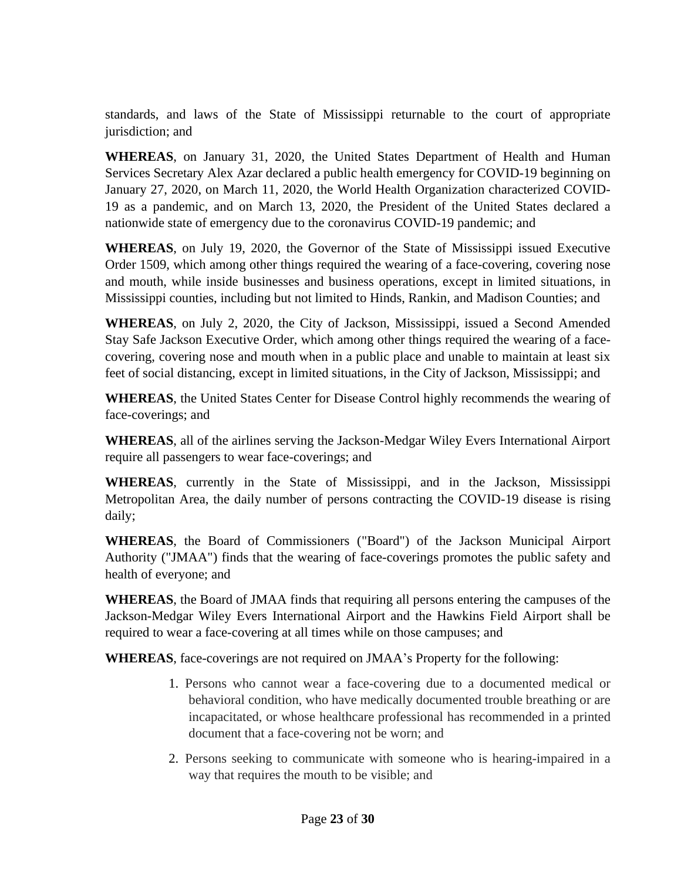standards, and laws of the State of Mississippi returnable to the court of appropriate jurisdiction; and

**WHEREAS**, on January 31, 2020, the United States Department of Health and Human Services Secretary Alex Azar declared a public health emergency for COVID-19 beginning on January 27, 2020, on March 11, 2020, the World Health Organization characterized COVID-19 as a pandemic, and on March 13, 2020, the President of the United States declared a nationwide state of emergency due to the coronavirus COVID-19 pandemic; and

**WHEREAS**, on July 19, 2020, the Governor of the State of Mississippi issued Executive Order 1509, which among other things required the wearing of a face-covering, covering nose and mouth, while inside businesses and business operations, except in limited situations, in Mississippi counties, including but not limited to Hinds, Rankin, and Madison Counties; and

**WHEREAS**, on July 2, 2020, the City of Jackson, Mississippi, issued a Second Amended Stay Safe Jackson Executive Order, which among other things required the wearing of a face-covering, covering nose and mouth when in a public place and unable to maintain at least six feet of social distancing, except in limited situations, in the City of Jackson, Mississippi; and

**WHEREAS**, the United States Center for Disease Control highly recommends the wearing of face-coverings; and

**WHEREAS**, all of the airlines serving the Jackson-Medgar Wiley Evers International Airport require all passengers to wear face-coverings; and

**WHEREAS**, currently in the State of Mississippi, and in the Jackson, Mississippi Metropolitan Area, the daily number of persons contracting the COVID-19 disease is rising daily;

**WHEREAS**, the Board of Commissioners ("Board") of the Jackson Municipal Airport Authority ("JMAA") finds that the wearing of face-coverings promotes the public safety and health of everyone; and

**WHEREAS**, the Board of JMAA finds that requiring all persons entering the campuses of the Jackson-Medgar Wiley Evers International Airport and the Hawkins Field Airport shall be required to wear a face-covering at all times while on those campuses; and

**WHEREAS**, face-coverings are not required on JMAA's Property for the following:

1. Persons who cannot wear a face-covering due to a documented medical or behavioral condition, who have medically documented trouble breathing or are incapacitated, or whose healthcare professional has recommended in a printed document that a face-covering not be worn; and
2. Persons seeking to communicate with someone who is hearing-impaired in a way that requires the mouth to be visible; and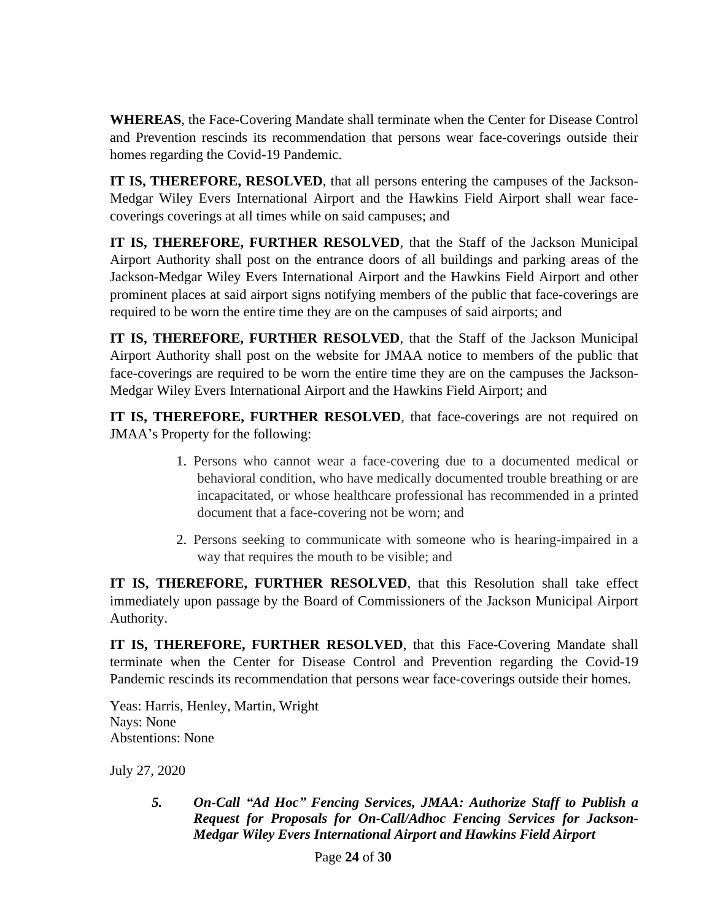**WHEREAS**, the Face-Covering Mandate shall terminate when the Center for Disease Control and Prevention rescinds its recommendation that persons wear face-coverings outside their homes regarding the Covid-19 Pandemic.

**IT IS, THEREFORE, RESOLVED**, that all persons entering the campuses of the Jackson-Medgar Wiley Evers International Airport and the Hawkins Field Airport shall wear face-coverings coverings at all times while on said campuses; and

**IT IS, THEREFORE, FURTHER RESOLVED**, that the Staff of the Jackson Municipal Airport Authority shall post on the entrance doors of all buildings and parking areas of the Jackson-Medgar Wiley Evers International Airport and the Hawkins Field Airport and other prominent places at said airport signs notifying members of the public that face-coverings are required to be worn the entire time they are on the campuses of said airports; and

**IT IS, THEREFORE, FURTHER RESOLVED**, that the Staff of the Jackson Municipal Airport Authority shall post on the website for JMAA notice to members of the public that face-coverings are required to be worn the entire time they are on the campuses the Jackson-Medgar Wiley Evers International Airport and the Hawkins Field Airport; and

**IT IS, THEREFORE, FURTHER RESOLVED**, that face-coverings are not required on JMAA's Property for the following:

1. Persons who cannot wear a face-covering due to a documented medical or behavioral condition, who have medically documented trouble breathing or are incapacitated, or whose healthcare professional has recommended in a printed document that a face-covering not be worn; and
2. Persons seeking to communicate with someone who is hearing-impaired in a way that requires the mouth to be visible; and

**IT IS, THEREFORE, FURTHER RESOLVED**, that this Resolution shall take effect immediately upon passage by the Board of Commissioners of the Jackson Municipal Airport Authority.

**IT IS, THEREFORE, FURTHER RESOLVED**, that this Face-Covering Mandate shall terminate when the Center for Disease Control and Prevention regarding the Covid-19 Pandemic rescinds its recommendation that persons wear face-coverings outside their homes.

Yeas: Harris, Henley, Martin, Wright
Nays: None
Abstentions: None

July 27, 2020

***5. On-Call "Ad Hoc" Fencing Services, JMAA: Authorize Staff to Publish a Request for Proposals for On-Call/Adhoc Fencing Services for Jackson-Medgar Wiley Evers International Airport and Hawkins Field Airport***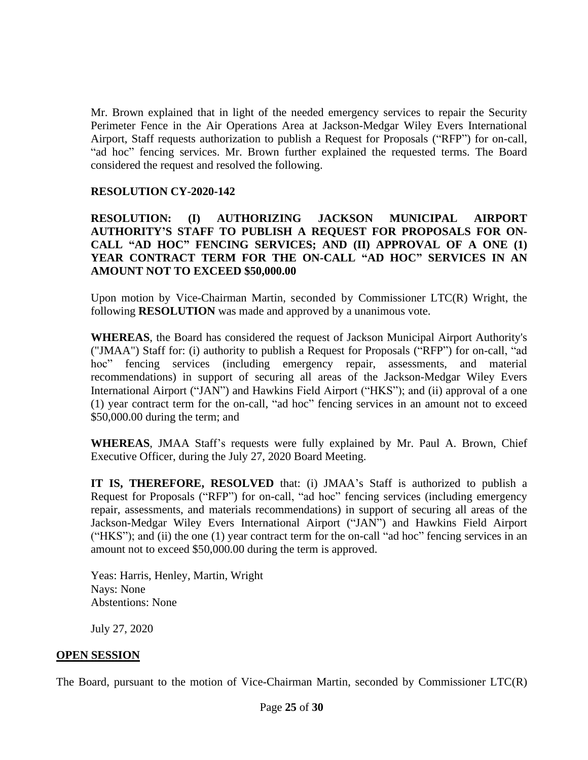Mr. Brown explained that in light of the needed emergency services to repair the Security Perimeter Fence in the Air Operations Area at Jackson-Medgar Wiley Evers International Airport, Staff requests authorization to publish a Request for Proposals ("RFP") for on-call, "ad hoc" fencing services. Mr. Brown further explained the requested terms. The Board considered the request and resolved the following.

**RESOLUTION CY-2020-142**

**RESOLUTION: (I) AUTHORIZING JACKSON MUNICIPAL AIRPORT AUTHORITY'S STAFF TO PUBLISH A REQUEST FOR PROPOSALS FOR ON-CALL "AD HOC" FENCING SERVICES; AND (II) APPROVAL OF A ONE (1) YEAR CONTRACT TERM FOR THE ON-CALL "AD HOC" SERVICES IN AN AMOUNT NOT TO EXCEED $50,000.00**

Upon motion by Vice-Chairman Martin, seconded by Commissioner LTC(R) Wright, the following **RESOLUTION** was made and approved by a unanimous vote.

**WHEREAS**, the Board has considered the request of Jackson Municipal Airport Authority's ("JMAA") Staff for: (i) authority to publish a Request for Proposals ("RFP") for on-call, "ad hoc" fencing services (including emergency repair, assessments, and material recommendations) in support of securing all areas of the Jackson-Medgar Wiley Evers International Airport ("JAN") and Hawkins Field Airport ("HKS"); and (ii) approval of a one (1) year contract term for the on-call, "ad hoc" fencing services in an amount not to exceed $50,000.00 during the term; and

**WHEREAS**, JMAA Staff's requests were fully explained by Mr. Paul A. Brown, Chief Executive Officer, during the July 27, 2020 Board Meeting.

**IT IS, THEREFORE, RESOLVED** that: (i) JMAA's Staff is authorized to publish a Request for Proposals ("RFP") for on-call, "ad hoc" fencing services (including emergency repair, assessments, and materials recommendations) in support of securing all areas of the Jackson-Medgar Wiley Evers International Airport ("JAN") and Hawkins Field Airport ("HKS"); and (ii) the one (1) year contract term for the on-call "ad hoc" fencing services in an amount not to exceed $50,000.00 during the term is approved.

Yeas: Harris, Henley, Martin, Wright
Nays: None
Abstentions: None

July 27, 2020

## **OPEN SESSION**

The Board, pursuant to the motion of Vice-Chairman Martin, seconded by Commissioner LTC(R)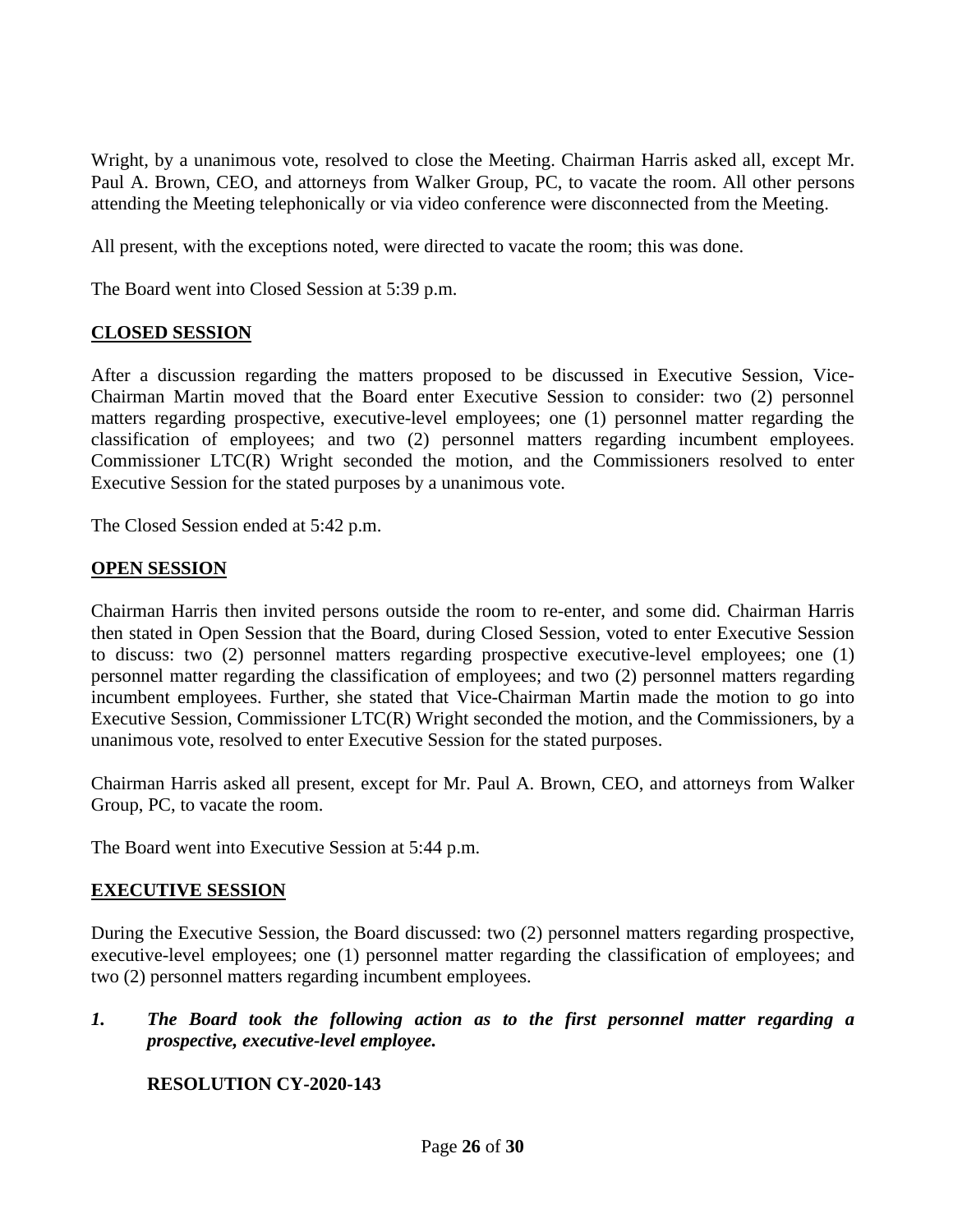Wright, by a unanimous vote, resolved to close the Meeting. Chairman Harris asked all, except Mr. Paul A. Brown, CEO, and attorneys from Walker Group, PC, to vacate the room. All other persons attending the Meeting telephonically or via video conference were disconnected from the Meeting.

All present, with the exceptions noted, were directed to vacate the room; this was done.

The Board went into Closed Session at 5:39 p.m.

## CLOSED SESSION

After a discussion regarding the matters proposed to be discussed in Executive Session, Vice-Chairman Martin moved that the Board enter Executive Session to consider: two (2) personnel matters regarding prospective, executive-level employees; one (1) personnel matter regarding the classification of employees; and two (2) personnel matters regarding incumbent employees. Commissioner LTC(R) Wright seconded the motion, and the Commissioners resolved to enter Executive Session for the stated purposes by a unanimous vote.

The Closed Session ended at 5:42 p.m.

## OPEN SESSION

Chairman Harris then invited persons outside the room to re-enter, and some did. Chairman Harris then stated in Open Session that the Board, during Closed Session, voted to enter Executive Session to discuss: two (2) personnel matters regarding prospective executive-level employees; one (1) personnel matter regarding the classification of employees; and two (2) personnel matters regarding incumbent employees. Further, she stated that Vice-Chairman Martin made the motion to go into Executive Session, Commissioner LTC(R) Wright seconded the motion, and the Commissioners, by a unanimous vote, resolved to enter Executive Session for the stated purposes.

Chairman Harris asked all present, except for Mr. Paul A. Brown, CEO, and attorneys from Walker Group, PC, to vacate the room.

The Board went into Executive Session at 5:44 p.m.

## EXECUTIVE SESSION

During the Executive Session, the Board discussed: two (2) personnel matters regarding prospective, executive-level employees; one (1) personnel matter regarding the classification of employees; and two (2) personnel matters regarding incumbent employees.

***1. The Board took the following action as to the first personnel matter regarding a prospective, executive-level employee.***

**RESOLUTION CY-2020-143**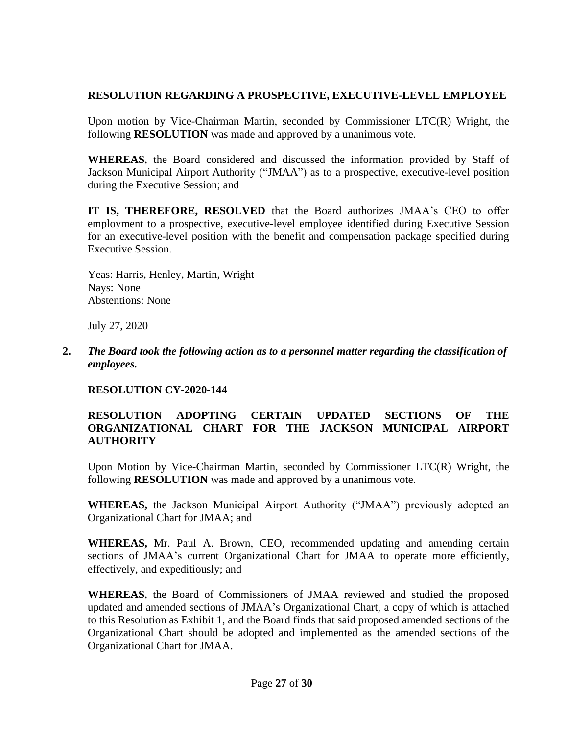**RESOLUTION REGARDING A PROSPECTIVE, EXECUTIVE-LEVEL EMPLOYEE**

Upon motion by Vice-Chairman Martin, seconded by Commissioner LTC(R) Wright, the following **RESOLUTION** was made and approved by a unanimous vote.

**WHEREAS**, the Board considered and discussed the information provided by Staff of Jackson Municipal Airport Authority ("JMAA") as to a prospective, executive-level position during the Executive Session; and

**IT IS, THEREFORE, RESOLVED** that the Board authorizes JMAA's CEO to offer employment to a prospective, executive-level employee identified during Executive Session for an executive-level position with the benefit and compensation package specified during Executive Session.

Yeas: Harris, Henley, Martin, Wright
Nays: None
Abstentions: None

July 27, 2020

**2.** ***The Board took the following action as to a personnel matter regarding the classification of employees.***

**RESOLUTION CY-2020-144**

**RESOLUTION ADOPTING CERTAIN UPDATED SECTIONS OF THE ORGANIZATIONAL CHART FOR THE JACKSON MUNICIPAL AIRPORT AUTHORITY**

Upon Motion by Vice-Chairman Martin, seconded by Commissioner LTC(R) Wright, the following **RESOLUTION** was made and approved by a unanimous vote.

**WHEREAS,** the Jackson Municipal Airport Authority ("JMAA") previously adopted an Organizational Chart for JMAA; and

**WHEREAS,** Mr. Paul A. Brown, CEO, recommended updating and amending certain sections of JMAA's current Organizational Chart for JMAA to operate more efficiently, effectively, and expeditiously; and

**WHEREAS**, the Board of Commissioners of JMAA reviewed and studied the proposed updated and amended sections of JMAA's Organizational Chart, a copy of which is attached to this Resolution as Exhibit 1, and the Board finds that said proposed amended sections of the Organizational Chart should be adopted and implemented as the amended sections of the Organizational Chart for JMAA.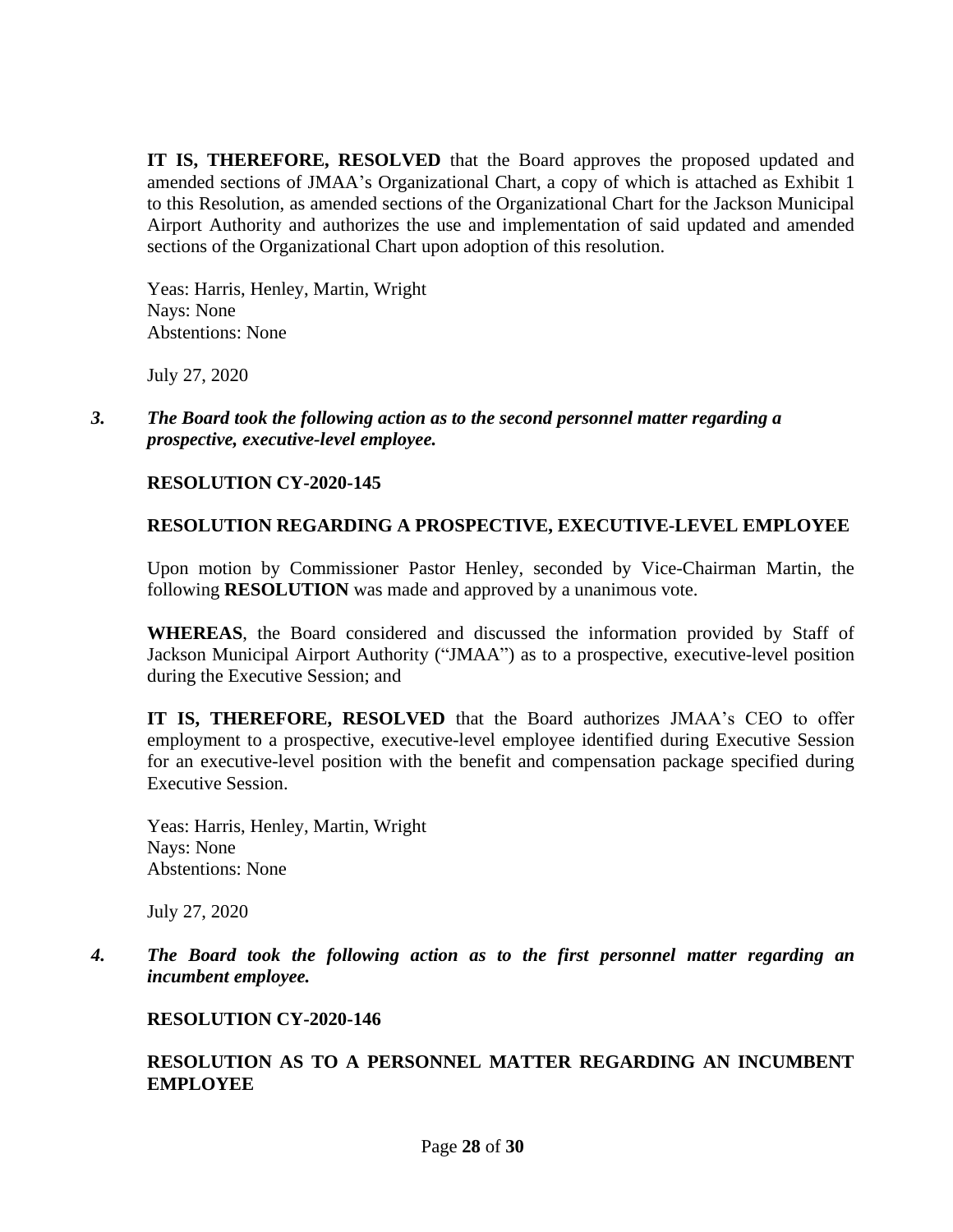**IT IS, THEREFORE, RESOLVED** that the Board approves the proposed updated and amended sections of JMAA's Organizational Chart, a copy of which is attached as Exhibit 1 to this Resolution, as amended sections of the Organizational Chart for the Jackson Municipal Airport Authority and authorizes the use and implementation of said updated and amended sections of the Organizational Chart upon adoption of this resolution.

Yeas: Harris, Henley, Martin, Wright
Nays: None
Abstentions: None

July 27, 2020

*3. **The Board took the following action as to the second personnel matter regarding a prospective, executive-level employee.***

**RESOLUTION CY-2020-145**

**RESOLUTION REGARDING A PROSPECTIVE, EXECUTIVE-LEVEL EMPLOYEE**

Upon motion by Commissioner Pastor Henley, seconded by Vice-Chairman Martin, the following **RESOLUTION** was made and approved by a unanimous vote.

**WHEREAS**, the Board considered and discussed the information provided by Staff of Jackson Municipal Airport Authority ("JMAA") as to a prospective, executive-level position during the Executive Session; and

**IT IS, THEREFORE, RESOLVED** that the Board authorizes JMAA's CEO to offer employment to a prospective, executive-level employee identified during Executive Session for an executive-level position with the benefit and compensation package specified during Executive Session.

Yeas: Harris, Henley, Martin, Wright
Nays: None
Abstentions: None

July 27, 2020

*4. **The Board took the following action as to the first personnel matter regarding an incumbent employee.***

**RESOLUTION CY-2020-146**

**RESOLUTION AS TO A PERSONNEL MATTER REGARDING AN INCUMBENT EMPLOYEE**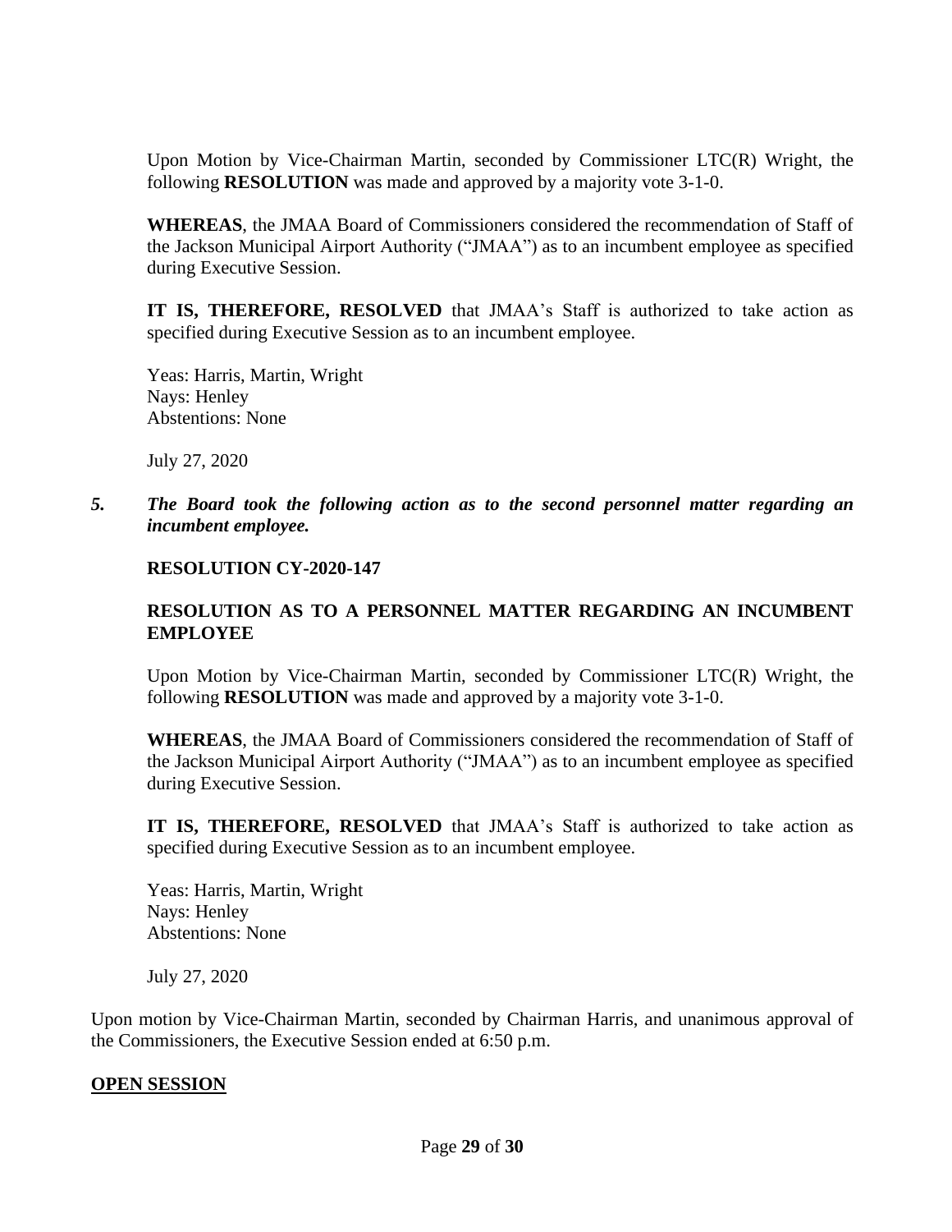Upon Motion by Vice-Chairman Martin, seconded by Commissioner LTC(R) Wright, the following **RESOLUTION** was made and approved by a majority vote 3-1-0.

**WHEREAS**, the JMAA Board of Commissioners considered the recommendation of Staff of the Jackson Municipal Airport Authority ("JMAA") as to an incumbent employee as specified during Executive Session.

**IT IS, THEREFORE, RESOLVED** that JMAA's Staff is authorized to take action as specified during Executive Session as to an incumbent employee.

Yeas: Harris, Martin, Wright
Nays: Henley
Abstentions: None

July 27, 2020

5. ***The Board took the following action as to the second personnel matter regarding an incumbent employee.***

**RESOLUTION CY-2020-147**

**RESOLUTION AS TO A PERSONNEL MATTER REGARDING AN INCUMBENT EMPLOYEE**

Upon Motion by Vice-Chairman Martin, seconded by Commissioner LTC(R) Wright, the following **RESOLUTION** was made and approved by a majority vote 3-1-0.

**WHEREAS**, the JMAA Board of Commissioners considered the recommendation of Staff of the Jackson Municipal Airport Authority ("JMAA") as to an incumbent employee as specified during Executive Session.

**IT IS, THEREFORE, RESOLVED** that JMAA's Staff is authorized to take action as specified during Executive Session as to an incumbent employee.

Yeas: Harris, Martin, Wright
Nays: Henley
Abstentions: None

July 27, 2020

Upon motion by Vice-Chairman Martin, seconded by Chairman Harris, and unanimous approval of the Commissioners, the Executive Session ended at 6:50 p.m.

**OPEN SESSION**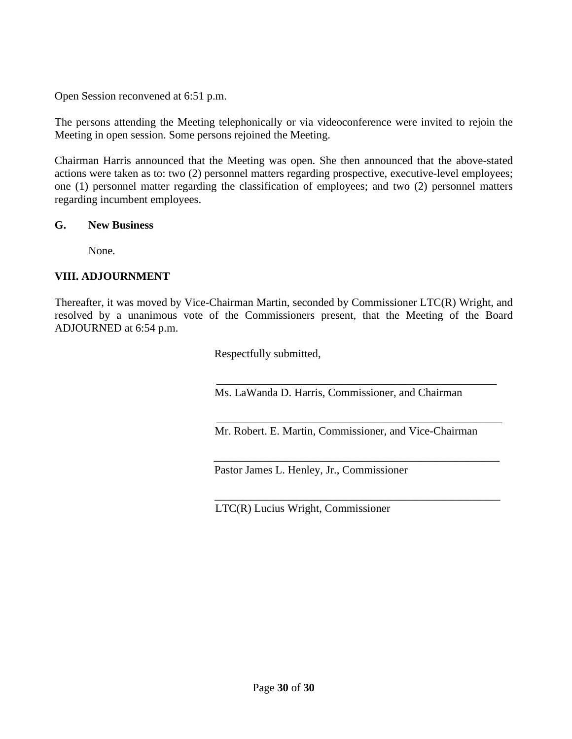Open Session reconvened at 6:51 p.m.

The persons attending the Meeting telephonically or via videoconference were invited to rejoin the Meeting in open session. Some persons rejoined the Meeting.

Chairman Harris announced that the Meeting was open. She then announced that the above-stated actions were taken as to: two (2) personnel matters regarding prospective, executive-level employees; one (1) personnel matter regarding the classification of employees; and two (2) personnel matters regarding incumbent employees.

**G. New Business**

None.

**VIII. ADJOURNMENT**

Thereafter, it was moved by Vice-Chairman Martin, seconded by Commissioner LTC(R) Wright, and resolved by a unanimous vote of the Commissioners present, that the Meeting of the Board ADJOURNED at 6:54 p.m.

Respectfully submitted,

\_\_\_\_\_\_\_\_\_\_\_\_\_\_\_\_\_\_\_\_\_\_\_\_\_\_\_\_\_\_\_\_\_\_\_\_\_\_\_\_\_\_\_\_\_\_\_\_\_\_
Ms. LaWanda D. Harris, Commissioner, and Chairman

\_\_\_\_\_\_\_\_\_\_\_\_\_\_\_\_\_\_\_\_\_\_\_\_\_\_\_\_\_\_\_\_\_\_\_\_\_\_\_\_\_\_\_\_\_\_\_\_\_\_
Mr. Robert. E. Martin, Commissioner, and Vice-Chairman

\_\_\_\_\_\_\_\_\_\_\_\_\_\_\_\_\_\_\_\_\_\_\_\_\_\_\_\_\_\_\_\_\_\_\_\_\_\_\_\_\_\_\_\_\_\_\_\_\_\_
Pastor James L. Henley, Jr., Commissioner

\_\_\_\_\_\_\_\_\_\_\_\_\_\_\_\_\_\_\_\_\_\_\_\_\_\_\_\_\_\_\_\_\_\_\_\_\_\_\_\_\_\_\_\_\_\_\_\_\_\_
LTC(R) Lucius Wright, Commissioner